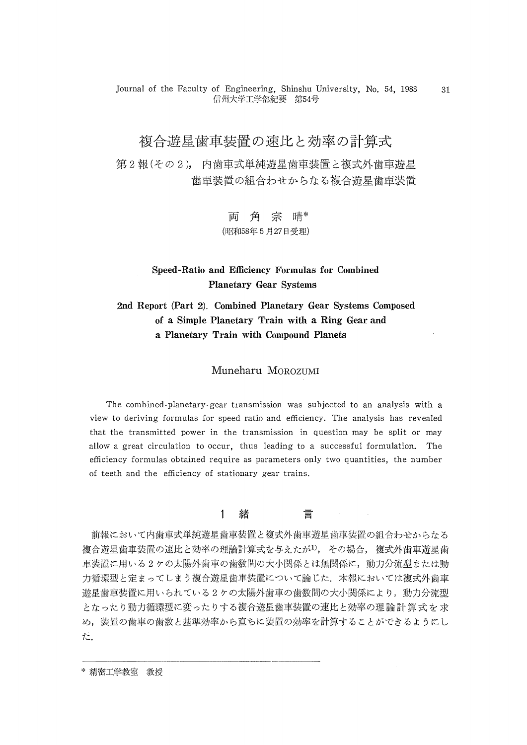# 複合遊星歯車装置の速比と効率の計算式

## 第2報(その2), 内歯車式単純遊星歯車装置と複式外歯車遊星歯車装置の組合わせからなる複合遊星歯車装置

両角宗晴*

(昭和58年5月27日受理)

## Speed-Ratio and Efficiency Formulas for Combined Planetary Gear Systems

## 2nd Report (Part 2). Combined Planetary Gear Systems Composed of a Simple Planetary Train with a Ring Gear and a Planetary Train with Compound Planets

Muneharu MOROZUMI

The combined-planetary-gear transmission was subjected to an analysis with a view to deriving formulas for speed ratio and efficiency. The analysis has revealed that the transmitted power in the transmission in question may be split or may allow a great circulation to occur, thus leading to a successful formulation. The efficiency formulas obtained require as parameters only two quantities, the number of teeth and the efficiency of stationary gear trains.

## 1 緒　　　言

前報において内歯車式単純遊星歯車装置と複式外歯車遊星歯車装置の組合わせからなる複合遊星歯車装置の速比と効率の理論計算式を与えたが[1]，その場合，複式外歯車遊星歯車装置に用いる2ケの太陽外歯車の歯数間の大小関係とは無関係に，動力分流型または動力循環型と定まってしまう複合遊星歯車装置について論じた．本報においては複式外歯車遊星歯車装置に用いられている2ケの太陽外歯車の歯数間の大小関係により，動力分流型となったり動力循環型に変ったりする複合遊星歯車装置の速比と効率の理論計算式を求め，装置の歯車の歯数と基準効率から直ちに装置の効率を計算することができるようにした．

* 精密工学教室　教授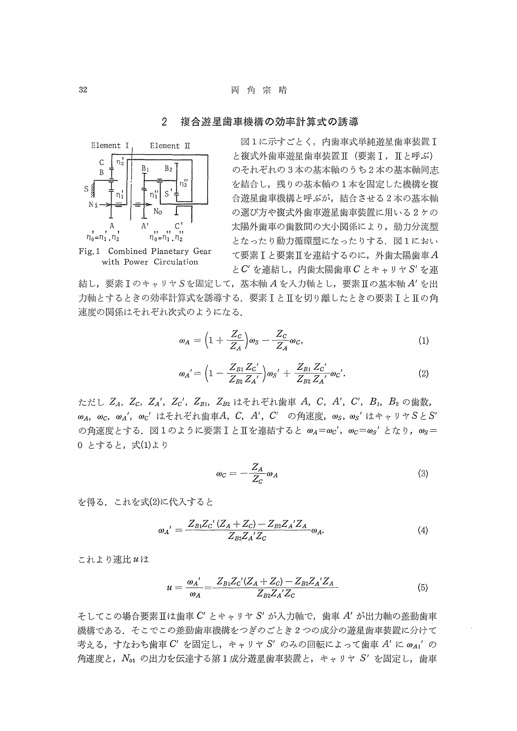## 2 複合遊星歯車機構の効率計算式の誘導

Fig. 1 Combined Planetary Gear with Power Circulation

図1に示すごとく，内歯車式単純遊星歯車装置Ⅰと複式外歯車遊星歯車装置Ⅱ（要素Ⅰ，Ⅱと呼ぶ）のそれぞれの3本の基本軸のうち2本の基本軸同志を結合し，残りの基本軸の1本を固定した機構を複合遊星歯車機構と呼ぶが，結合させる2本の基本軸の選び方や複式外歯車遊星歯車装置に用いる2ケの太陽外歯車の歯数間の大小関係により，動力分流型となったり動力循環型になったりする．図1において要素Ⅰと要素Ⅱを連結するのに，外歯太陽歯車 $A$ と $C'$ を連結し，内歯太陽歯車 $C$ とキャリヤ $S'$ を連結し，要素Ⅰのキャリヤ $S$ を固定して，基本軸 $A$ を入力軸とし，要素Ⅱの基本軸 $A'$ を出力軸とするときの効率計算式を誘導する．要素ⅠとⅡを切り離したときの要素ⅠとⅡの角速度の関係はそれぞれ次式のようになる．

$$\omega_A = \left(1 + \frac{Z_C}{Z_A}\right)\omega_S - \frac{Z_C}{Z_A}\omega_C, \tag{1}$$

$$\omega_A' = \left(1 - \frac{Z_{B1}Z_C'}{Z_{B2}Z_A'}\right)\omega_S' + \frac{Z_{B1}Z_C'}{Z_{B2}Z_A'}\omega_C'. \tag{2}$$

ただし $Z_A$, $Z_C$, $Z_A'$, $Z_C'$, $Z_{B1}$, $Z_{B2}$ はそれぞれ歯車 $A$, $C$, $A'$, $C'$, $B_1$, $B_2$ の歯数，$\omega_A$, $\omega_C$, $\omega_A'$, $\omega_C'$ はそれぞれ歯車 $A$, $C$, $A'$, $C'$ の角速度，$\omega_S$, $\omega_S'$ はキャリヤ $S$ と $S'$ の角速度とする．図1のように要素ⅠとⅡを連結すると $\omega_A = \omega_C'$, $\omega_C = \omega_S'$ となり，$\omega_S = 0$ とすると，式(1)より

$$\omega_C = -\frac{Z_A}{Z_C}\omega_A \tag{3}$$

を得る．これを式(2)に代入すると

$$\omega_A' = \frac{Z_{B1}Z_C'(Z_A + Z_C) - Z_{B2}Z_A'Z_A}{Z_{B2}Z_A'Z_C}\omega_A. \tag{4}$$

これより速比 $u$ は

$$u = \frac{\omega_A'}{\omega_A} = \frac{Z_{B1}Z_C'(Z_A + Z_C) - Z_{B2}Z_A'Z_A}{Z_{B2}Z_A'Z_C} \tag{5}$$

そしてこの場合要素Ⅱは歯車 $C'$ とキャリヤ $S'$ が入力軸で，歯車 $A'$ が出力軸の差動歯車機構である．そこでこの差動歯車機構をつぎのごとき2つの成分の遊星歯車装置に分けて考える，すなわち歯車 $C'$ を固定し，キャリヤ $S'$ のみの回転によって歯車 $A'$ に $\omega_{A1}'$ の角速度と，$N_{01}$ の出力を伝達する第1成分遊星歯車装置と，キャリヤ $S'$ を固定し，歯車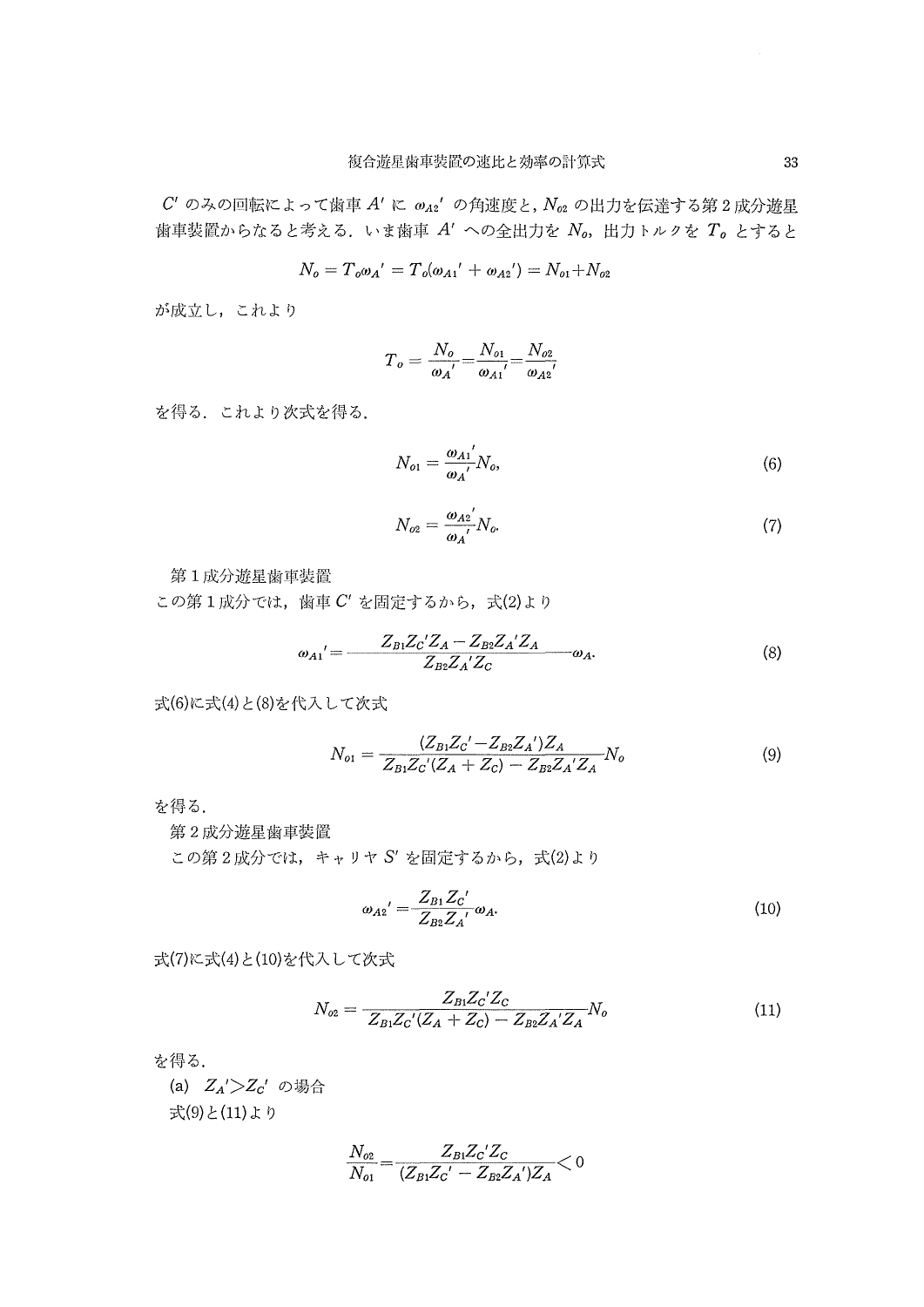$C'$ のみの回転によって歯車 $A'$ に $\omega_{A2}'$ の角速度と，$N_{o2}$ の出力を伝達する第２成分遊星歯車装置からなると考える．いま歯車 $A'$ への全出力を $N_o$，出力トルクを $T_o$ とすると

$$N_o = T_o\omega_A' = T_o(\omega_{A1}' + \omega_{A2}') = N_{o1} + N_{o2}$$

が成立し，これより

$$T_o = \frac{N_o}{\omega_A'} = \frac{N_{o1}}{\omega_{A1}'} = \frac{N_{o2}}{\omega_{A2}'}$$

を得る．これより次式を得る．

$$N_{o1} = \frac{\omega_{A1}'}{\omega_A'} N_o, \tag{6}$$

$$N_{o2} = \frac{\omega_{A2}'}{\omega_A'} N_o. \tag{7}$$

第１成分遊星歯車装置

この第１成分では，歯車 $C'$ を固定するから，式(2)より

$$\omega_{A1}' = \frac{Z_{B1}Z_C'Z_A - Z_{B2}Z_A'Z_A}{Z_{B2}Z_A'Z_C}\omega_A. \tag{8}$$

式(6)に式(4)と(8)を代入して次式

$$N_{o1} = \frac{(Z_{B1}Z_C' - Z_{B2}Z_A')Z_A}{Z_{B1}Z_C'(Z_A + Z_C) - Z_{B2}Z_A'Z_A} N_o \tag{9}$$

を得る．

第２成分遊星歯車装置

この第２成分では，キャリヤ $S'$ を固定するから，式(2)より

$$\omega_{A2}' = \frac{Z_{B1}Z_C'}{Z_{B2}Z_A'}\omega_A. \tag{10}$$

式(7)に式(4)と(10)を代入して次式

$$N_{o2} = \frac{Z_{B1}Z_C'Z_C}{Z_{B1}Z_C'(Z_A + Z_C) - Z_{B2}Z_A'Z_A} N_o \tag{11}$$

を得る．

(a) $Z_A' > Z_C'$ の場合

式(9)と(11)より

$$\frac{N_{o2}}{N_{o1}} = \frac{Z_{B1}Z_C'Z_C}{(Z_{B1}Z_C' - Z_{B2}Z_A')Z_A} < 0$$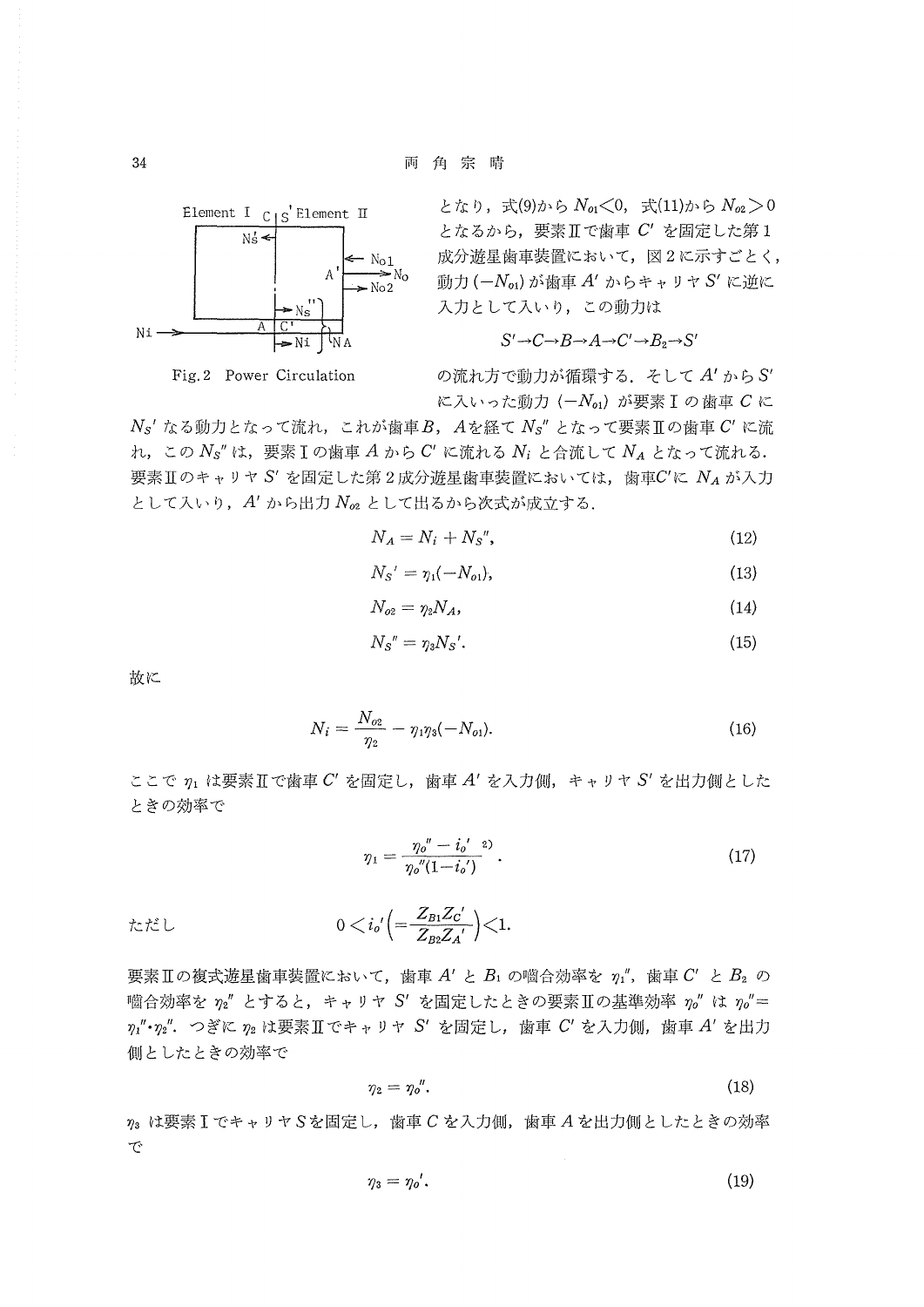Fig. 2 Power Circulation

となり，式(9)から $N_{o1}<0$，式(11)から $N_{o2}>0$ となるから，要素IIで歯車 $C'$ を固定した第1成分遊星歯車装置において，図2に示すごとく，動力 $(-N_{o1})$ が歯車 $A'$ からキャリヤ $S'$ に逆に入力として入いり，この動力は

$$S' \to C \to B \to A \to C' \to B_2 \to S'$$

の流れ方で動力が循環する．そして $A'$ から $S'$ に入いった動力 $(-N_{o1})$ が要素Iの歯車 $C$ に $N_S'$ なる動力となって流れ，これが歯車 $B$，$A$ を経て $N_S''$ となって要素IIの歯車 $C'$ に流れ，この $N_S''$ は，要素Iの歯車 $A$ から $C'$ に流れる $N_i$ と合流して $N_A$ となって流れる．要素IIのキャリヤ $S'$ を固定した第2成分遊星歯車装置においては，歯車 $C'$ に $N_A$ が入力として入いり，$A'$ から出力 $N_{o2}$ として出るから次式が成立する．

$$N_A = N_i + N_S'', \tag{12}$$

$$N_S' = \eta_1(-N_{o1}), \tag{13}$$

$$N_{o2} = \eta_2 N_A, \tag{14}$$

$$N_S'' = \eta_3 N_S'. \tag{15}$$

故に

$$N_i = \frac{N_{o2}}{\eta_2} - \eta_1\eta_3(-N_{o1}). \tag{16}$$

ここで $\eta_1$ は要素IIで歯車 $C'$ を固定し，歯車 $A'$ を入力側，キャリヤ $S'$ を出力側としたときの効率で

$$\eta_1 = \frac{\eta_o'' - i_o'}{\eta_o''(1-i_o')} \text{ [2)]}. \tag{17}$$

ただし $\qquad 0 < i_o'\left(=\dfrac{Z_{B1}Z_{C'}}{Z_{B2}Z_{A'}}\right) < 1.$

要素IIの複式遊星歯車装置において，歯車 $A'$ と $B_1$ の噛合効率を $\eta_1''$，歯車 $C'$ と $B_2$ の噛合効率を $\eta_2''$ とすると，キャリヤ $S'$ を固定したときの要素IIの基準効率 $\eta_o''$ は $\eta_o''=\eta_1''\cdot\eta_2''$．つぎに $\eta_2$ は要素IIでキャリヤ $S'$ を固定し，歯車 $C'$ を入力側，歯車 $A'$ を出力側としたときの効率で

$$\eta_2 = \eta_o''. \tag{18}$$

$\eta_3$ は要素Iでキャリヤ $S$ を固定し，歯車 $C$ を入力側，歯車 $A$ を出力側としたときの効率で

$$\eta_3 = \eta_o'. \tag{19}$$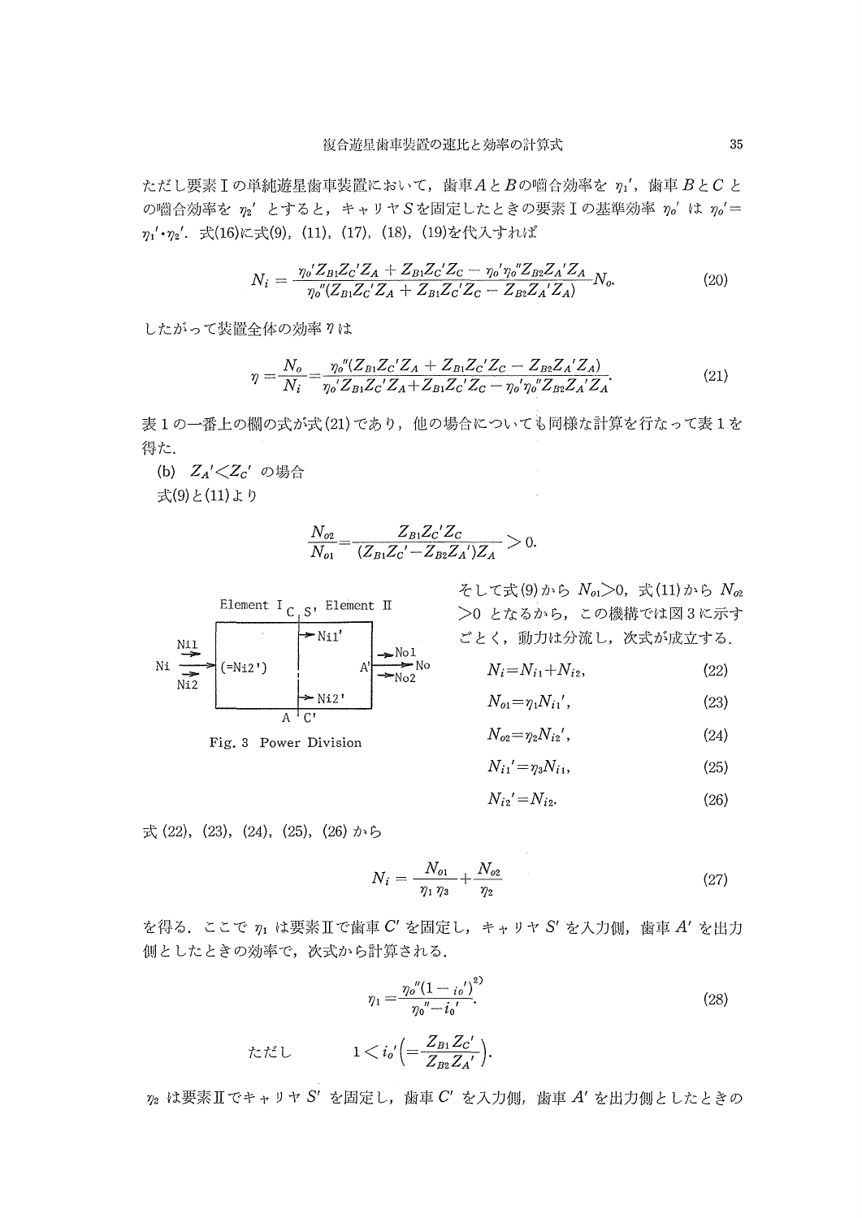ただし要素Iの単純遊星歯車装置において，歯車$A$と$B$の噛合効率を$\eta_1'$，歯車$B$と$C$との噛合効率を$\eta_2'$とすると，キャリヤ$S$を固定したときの要素Iの基準効率$\eta_0'$は$\eta_0'=\eta_1'\cdot\eta_2'$．式(16)に式(9)，(11)，(17)，(18)，(19)を代入すれば

$$N_i=\frac{\eta_0' Z_{B1}Z_C'Z_A+Z_{B1}Z_C'Z_C-\eta_0'\eta_0''Z_{B2}Z_A'Z_A}{\eta_0''(Z_{B1}Z_C'Z_A+Z_{B1}Z_C'Z_C-Z_{B2}Z_A'Z_A)}N_o. \tag{20}$$

したがって装置全体の効率$\eta$は

$$\eta=\frac{N_o}{N_i}=\frac{\eta_0''(Z_{B1}Z_C'Z_A+Z_{B1}Z_C'Z_C-Z_{B2}Z_A'Z_A)}{\eta_0' Z_{B1}Z_C'Z_A+Z_{B1}Z_C'Z_C-\eta_0'\eta_0''Z_{B2}Z_A'Z_A}. \tag{21}$$

表1の一番上の欄の式が式(21)であり，他の場合についても同様な計算を行なって表1を得た．

(b) $Z_A'<Z_C'$ の場合

式(9)と(11)より

$$\frac{N_{o2}}{N_{o1}}=\frac{Z_{B1}Z_C'Z_C}{(Z_{B1}Z_C'-Z_{B2}Z_A')Z_A}>0.$$

そして式(9)から$N_{o1}>0$，式(11)から$N_{o2}>0$となるから，この機構では図3に示すごとく，動力は分流し，次式が成立する．

Fig. 3 Power Division

$$N_i=N_{i1}+N_{i2}, \tag{22}$$

$$N_{o1}=\eta_1 N_{i1}', \tag{23}$$

$$N_{o2}=\eta_2 N_{i2}', \tag{24}$$

$$N_{i1}'=\eta_3 N_{i1}, \tag{25}$$

$$N_{i2}'=N_{i2}. \tag{26}$$

式(22)，(23)，(24)，(25)，(26)から

$$N_i=\frac{N_{o1}}{\eta_1\eta_3}+\frac{N_{o2}}{\eta_2} \tag{27}$$

を得る．ここで$\eta_1$は要素IIで歯車$C'$を固定し，キャリヤ$S'$を入力側，歯車$A'$を出力側としたときの効率で，次式から計算される．

$$\eta_1=\frac{\eta_0''(1-i_0')^{2)}}{\eta_0''-i_0'}. \tag{28}$$

ただし　$1<i_0'\left(=\frac{Z_{B1}Z_C'}{Z_{B2}Z_A'}\right)$.

$\eta_2$は要素IIでキャリヤ$S'$を固定し，歯車$C'$を入力側，歯車$A'$を出力側としたときの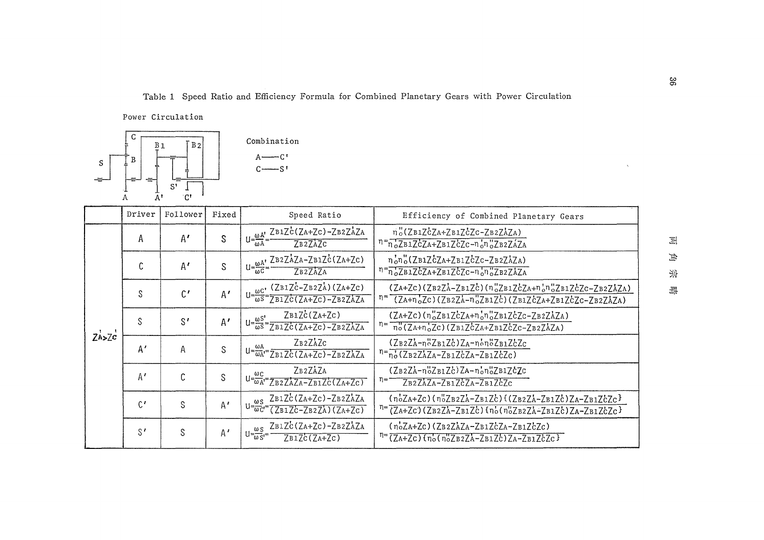Table 1 Speed Ratio and Efficiency Formula for Combined Planetary Gears with Power Circulation

Power Circulation

Combination

A —— C'

C —— S'

| | Driver | Follower | Fixed | Speed Ratio | Efficiency of Combined Planetary Gears |
|---|---|---|---|---|---|
| $Z'_A > Z'_C$ | A | A' | S | $U=\frac{\omega_{A'}}{\omega_A}=\frac{Z_{B1}Z'_C(Z_A+Z_C)-Z_{B2}Z'_AZ_A}{Z_{B2}Z'_AZ_C}$ | $\eta=\frac{\eta''_0(Z_{B1}Z'_CZ_A+Z_{B1}Z'_CZ_C-Z_{B2}Z'_AZ_A)}{\eta'_0Z_{B1}Z'_CZ_A+Z_{B1}Z'_CZ_C-\eta'_0\eta''_0Z_{B2}Z'_AZ_A}$ |
| | C | A' | S | $U=\frac{\omega_{A'}}{\omega_C}=\frac{Z_{B2}Z'_AZ_A-Z_{B1}Z'_C(Z_A+Z_C)}{Z_{B2}Z'_AZ_A}$ | $\eta=\frac{\eta'_0\eta''_0(Z_{B1}Z'_CZ_A+Z_{B1}Z'_CZ_C-Z_{B2}Z'_AZ_A)}{\eta'_0Z_{B1}Z'_CZ_A+Z_{B1}Z'_CZ_C-\eta'_0\eta''_0Z_{B2}Z'_AZ_A}$ |
| | S | C' | A' | $U=\frac{\omega_{C'}}{\omega_S}=\frac{(Z_{B1}Z'_C-Z_{B2}Z'_A)(Z_A+Z_C)}{Z_{B1}Z'_C(Z_A+Z_C)-Z_{B2}Z'_AZ_A}$ | $\eta=\frac{(Z_A+Z_C)(Z_{B2}Z'_A-Z_{B1}Z'_C)(\eta''_0Z_{B1}Z'_CZ_A+\eta'_0\eta''_0Z_{B1}Z'_CZ_C-Z_{B2}Z'_AZ_A)}{(Z_A+\eta'_0Z_C)(Z_{B2}Z'_A-\eta''_0Z_{B1}Z'_C)(Z_{B1}Z'_CZ_A+Z_{B1}Z'_CZ_C-Z_{B2}Z'_AZ_A)}$ |
| | S | S' | A' | $U=\frac{\omega_{S'}}{\omega_S}=\frac{Z_{B1}Z'_C(Z_A+Z_C)}{Z_{B1}Z'_C(Z_A+Z_C)-Z_{B2}Z'_AZ_A}$ | $\eta=\frac{(Z_A+Z_C)(\eta''_0Z_{B1}Z'_CZ_A+\eta'_0\eta''_0Z_{B1}Z'_CZ_C-Z_{B2}Z'_AZ_A)}{\eta''_0(Z_A+\eta'_0Z_C)(Z_{B1}Z'_CZ_A+Z_{B1}Z'_CZ_C-Z_{B2}Z'_AZ_A)}$ |
| | A' | A | S | $U=\frac{\omega_A}{\omega_{A'}}=\frac{Z_{B2}Z'_AZ_C}{Z_{B1}Z'_C(Z_A+Z_C)-Z_{B2}Z'_AZ_A}$ | $\eta=\frac{(Z_{B2}Z'_A-\eta''_0Z_{B1}Z'_C)Z_A-\eta'_0\eta''_0Z_{B1}Z'_CZ_C}{\eta'_0(Z_{B2}Z'_AZ_A-Z_{B1}Z'_CZ_A-Z_{B1}Z'_CZ_C)}$ |
| | A' | C | S | $U=\frac{\omega_C}{\omega_{A'}}=\frac{Z_{B2}Z'_AZ_A}{Z_{B2}Z'_AZ_A-Z_{B1}Z'_C(Z_A+Z_C)}$ | $\eta=\frac{(Z_{B2}Z'_A-\eta''_0Z_{B1}Z'_C)Z_A-\eta'_0\eta''_0Z_{B1}Z'_CZ_C}{Z_{B2}Z'_AZ_A-Z_{B1}Z'_CZ_A-Z_{B1}Z'_CZ_C}$ |
| | C' | S | A' | $U=\frac{\omega_S}{\omega_{C'}}=\frac{Z_{B1}Z'_C(Z_A+Z_C)-Z_{B2}Z'_AZ_A}{(Z_{B1}Z'_C-Z_{B2}Z'_A)(Z_A+Z_C)}$ | $\eta=\frac{(\eta'_0Z_A+Z_C)(\eta''_0Z_{B2}Z'_A-Z_{B1}Z'_C)\{(Z_{B2}Z'_A-Z_{B1}Z'_C)Z_A-Z_{B1}Z'_CZ_C\}}{(Z_A+Z_C)(Z_{B2}Z'_A-Z_{B1}Z'_C)\{\eta'_0(\eta''_0Z_{B2}Z'_A-Z_{B1}Z'_C)Z_A-Z_{B1}Z'_CZ_C\}}$ |
| | S' | S | A' | $U=\frac{\omega_S}{\omega_{S'}}=\frac{Z_{B1}Z'_C(Z_A+Z_C)-Z_{B2}Z'_AZ_A}{Z_{B1}Z'_C(Z_A+Z_C)}$ | $\eta=\frac{(\eta'_0Z_A+Z_C)(Z_{B2}Z'_AZ_A-Z_{B1}Z'_CZ_A-Z_{B1}Z'_CZ_C)}{(Z_A+Z_C)\{\eta'_0(\eta''_0Z_{B2}Z'_A-Z_{B1}Z'_C)Z_A-Z_{B1}Z'_CZ_C\}}$ |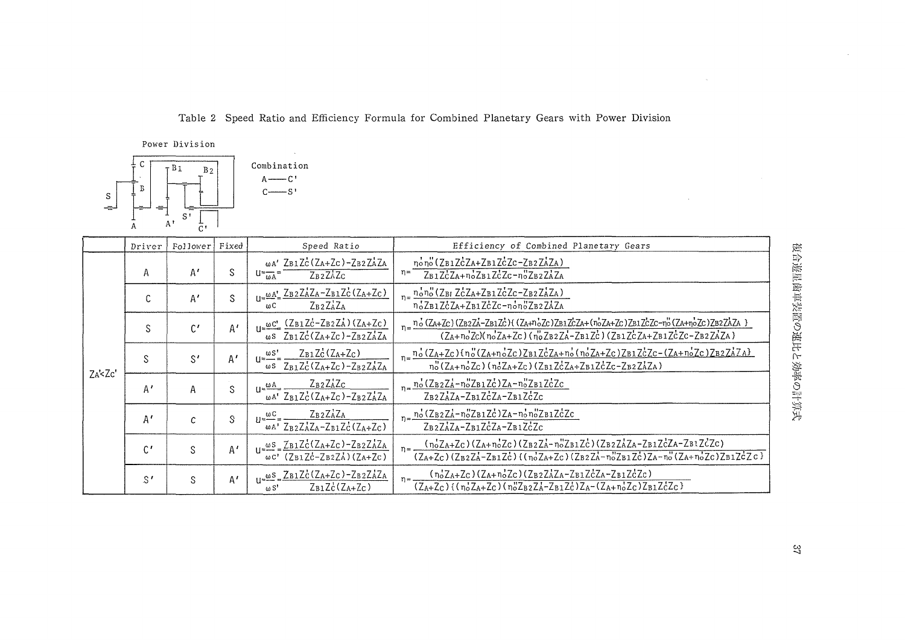Table 2 Speed Ratio and Efficiency Formula for Combined Planetary Gears with Power Division

Power Division

Combination
A —— C'
C —— S'

| | Driver | Follower | Fixed | Speed Ratio | Efficiency of Combined Planetary Gears |
|---|---|---|---|---|---|
| $Z_A' < Z_C'$ | A | A' | S | $u = \frac{\omega_{A'}}{\omega_A} = \frac{Z_{B1} Z_C' (Z_A + Z_C) - Z_{B2} Z_A' Z_A}{Z_{B2} Z_A' Z_C}$ | $\eta = \frac{n_0' n_0'' (Z_{B1} Z_C' Z_A + Z_{B1} Z_C' Z_C - Z_{B2} Z_A' Z_A)}{Z_{B1} Z_C' Z_A + n_0' Z_{B1} Z_C' Z_C - n_0'' Z_{B2} Z_A' Z_A}$ |
| | C | A' | S | $u = \frac{\omega_{A'}}{\omega_C} = \frac{Z_{B2} Z_A' Z_A - Z_{B1} Z_C' (Z_A + Z_C)}{Z_{B2} Z_A' Z_A}$ | $\eta = \frac{n_0' n_0'' (Z_{B1} Z_C' Z_A + Z_{B1} Z_C' Z_C - Z_{B2} Z_A' Z_A)}{n_0' Z_{B1} Z_C' Z_A + Z_{B1} Z_C' Z_C - n_0' n_0'' Z_{B2} Z_A' Z_A}$ |
| | S | C' | A' | $u = \frac{\omega_{C'}}{\omega_S} = \frac{(Z_{B1} Z_C' - Z_{B2} Z_A')(Z_A + Z_C)}{Z_{B1} Z_C' (Z_A + Z_C) - Z_{B2} Z_A' Z_A}$ | $\eta = \frac{n_0' (Z_A + Z_C)(Z_{B2} Z_A' - Z_{B1} Z_C')\{(Z_A + n_0' Z_C) Z_{B1} Z_C' Z_A + (n_0' Z_A + Z_C) Z_{B1} Z_C' Z_C - n_0'' (Z_A + n_0' Z_C) Z_{B2} Z_A' Z_A\}}{(Z_A + n_0' Z_C)(n_0' Z_A + Z_C)(n_0'' Z_{B2} Z_A' - Z_{B1} Z_C')(Z_{B1} Z_C' Z_A + Z_{B1} Z_C' Z_C - Z_{B2} Z_A' Z_A)}$ |
| | S | S' | A' | $u = \frac{\omega_{S'}}{\omega_S} = \frac{Z_{B1} Z_C' (Z_A + Z_C)}{Z_{B1} Z_C' (Z_A + Z_C) - Z_{B2} Z_A' Z_A}$ | $\eta = \frac{n_0' (Z_A + Z_C)\{n_0'' (Z_A + n_0' Z_C) Z_{B1} Z_C' Z_A + n_0' (n_0' Z_A + Z_C) Z_{B1} Z_C' Z_C - (Z_A + n_0' Z_C) Z_{B2} Z_A' Z_A\}}{n_0'' (Z_A + n_0' Z_C)(n_0' Z_A + Z_C)(Z_{B1} Z_C' Z_A + Z_{B1} Z_C' Z_C - Z_{B2} Z_A' Z_A)}$ |
| | A' | A | S | $u = \frac{\omega_A}{\omega_{A'}} = \frac{Z_{B2} Z_A' Z_C}{Z_{B1} Z_C' (Z_A + Z_C) - Z_{B2} Z_A' Z_A}$ | $\eta = \frac{n_0' (Z_{B2} Z_A' - n_0'' Z_{B1} Z_C') Z_A - n_0' Z_{B1} Z_C' Z_C}{Z_{B2} Z_A' Z_A - Z_{B1} Z_C' Z_A - Z_{B1} Z_C' Z_C}$ |
| | A' | C | S | $u = \frac{\omega_C}{\omega_{A'}} = \frac{Z_{B2} Z_A' Z_A}{Z_{B2} Z_A' Z_A - Z_{B1} Z_C' (Z_A + Z_C)}$ | $\eta = \frac{n_0' (Z_{B2} Z_A' - n_0'' Z_{B1} Z_C') Z_A - n_0' n_0'' Z_{B1} Z_C' Z_C}{Z_{B2} Z_A' Z_A - Z_{B1} Z_C' Z_A - Z_{B1} Z_C' Z_C}$ |
| | C' | S | A' | $u = \frac{\omega_S}{\omega_{C'}} = \frac{Z_{B1} Z_C' (Z_A + Z_C) - Z_{B2} Z_A' Z_A}{(Z_{B1} Z_C' - Z_{B2} Z_A')(Z_A + Z_C)}$ | $\eta = \frac{(n_0' Z_A + Z_C)(Z_A + n_0' Z_C)(Z_{B2} Z_A' - n_0'' Z_{B1} Z_C')(Z_{B2} Z_A' Z_A - Z_{B1} Z_C' Z_A - Z_{B1} Z_C' Z_C)}{(Z_A + Z_C)(Z_{B2} Z_A' - Z_{B1} Z_C')\{(n_0' Z_A + Z_C)(Z_{B2} Z_A' - n_0'' Z_{B1} Z_C') Z_A - n_0'' (Z_A + n_0' Z_C) Z_{B1} Z_C' Z_C\}}$ |
| | S' | S | A' | $u = \frac{\omega_S}{\omega_{S'}} = \frac{Z_{B1} Z_C' (Z_A + Z_C) - Z_{B2} Z_A' Z_A}{Z_{B1} Z_C' (Z_A + Z_C)}$ | $\eta = \frac{(n_0' Z_A + Z_C)(Z_A + n_0' Z_C)(Z_{B2} Z_A' Z_A - Z_{B1} Z_C' Z_A - Z_{B1} Z_C' Z_C)}{(Z_A + Z_C)\{(n_0' Z_A + Z_C)(n_0'' Z_{B2} Z_A' - Z_{B1} Z_C') Z_A - (Z_A + n_0' Z_C) Z_{B1} Z_C' Z_C\}}$ |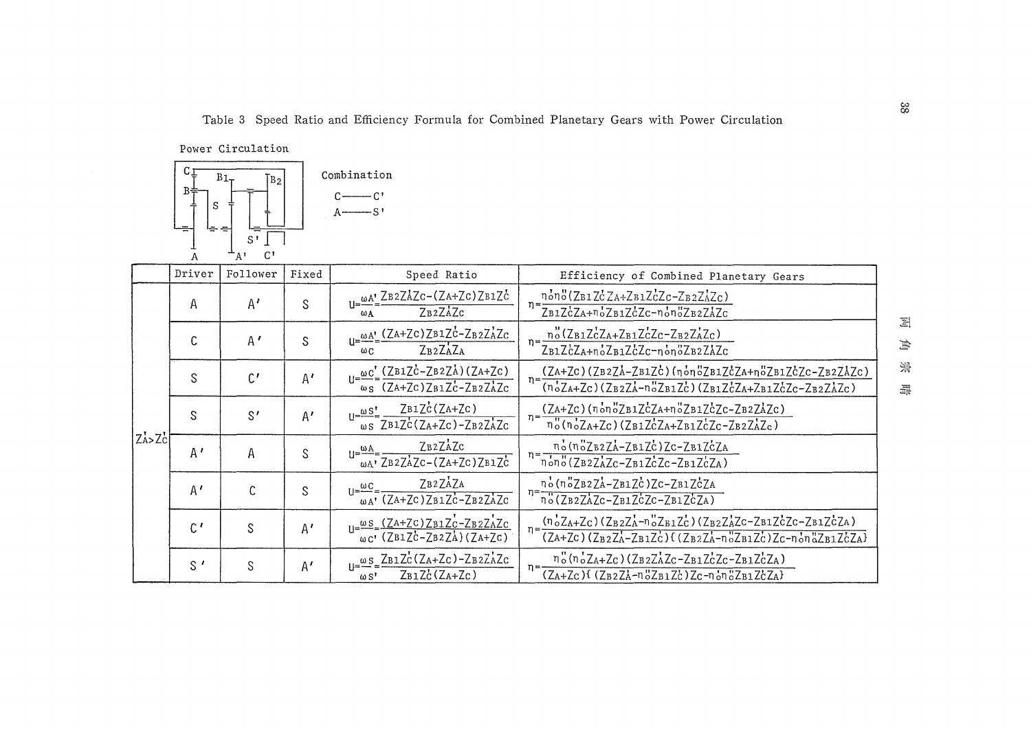Table 3 Speed Ratio and Efficiency Formula for Combined Planetary Gears with Power Circulation

Power Circulation

Combination

C ——— C'

A ——— S'

| | Driver | Follower | Fixed | Speed Ratio | Efficiency of Combined Planetary Gears |
|---|---|---|---|---|---|
| $Z'_A > Z'_C$ | A | A' | S | $u=\frac{\omega_{A'}}{\omega_A}=\frac{Z_{B2}Z'_AZ_C-(Z_A+Z_C)Z_{B1}Z'_C}{Z_{B2}Z'_AZ_C}$ | $\eta=\frac{\eta'_o\eta''_o(Z_{B1}Z'_CZ_A+Z_{B1}Z'_CZ_C-Z_{B2}Z'_AZ_C)}{Z_{B1}Z'_CZ_A+\eta'_oZ_{B1}Z'_CZ_C-\eta'_o\eta''_oZ_{B2}Z'_AZ_C}$ |
| | C | A' | S | $u=\frac{\omega_{A'}}{\omega_C}=\frac{(Z_A+Z_C)Z_{B1}Z'_C-Z_{B2}Z'_AZ_C}{Z_{B2}Z'_AZ_A}$ | $\eta=\frac{\eta''_o(Z_{B1}Z'_CZ_A+Z_{B1}Z'_CZ_C-Z_{B2}Z'_AZ_C)}{Z_{B1}Z'_CZ_A+\eta'_oZ_{B1}Z'_CZ_C-\eta'_o\eta''_oZ_{B2}Z'_AZ_C}$ |
| | S | C' | A' | $u=\frac{\omega_{C'}}{\omega_S}=\frac{(Z_{B1}Z'_C-Z_{B2}Z'_A)(Z_A+Z_C)}{(Z_A+Z_C)Z_{B1}Z'_C-Z_{B2}Z'_AZ_C}$ | $\eta=\frac{(Z_A+Z_C)(Z_{B2}Z'_A-Z_{B1}Z'_C)(\eta'_o\eta''_oZ_{B1}Z'_CZ_A+\eta''_oZ_{B1}Z'_CZ_C-Z_{B2}Z'_AZ_C)}{(\eta'_oZ_A+Z_C)(Z_{B2}Z'_A-\eta''_oZ_{B1}Z'_C)(Z_{B1}Z'_CZ_A+Z_{B1}Z'_CZ_C-Z_{B2}Z'_AZ_C)}$ |
| | S | S' | A' | $u=\frac{\omega_{S'}}{\omega_S}=\frac{Z_{B1}Z'_C(Z_A+Z_C)}{Z_{B1}Z'_C(Z_A+Z_C)-Z_{B2}Z'_AZ_C}$ | $\eta=\frac{(Z_A+Z_C)(\eta'_o\eta''_oZ_{B1}Z'_CZ_A+\eta''_oZ_{B1}Z'_CZ_C-Z_{B2}Z'_AZ_C)}{\eta''_o(\eta'_oZ_A+Z_C)(Z_{B1}Z'_CZ_A+Z_{B1}Z'_CZ_C-Z_{B2}Z'_AZ_C)}$ |
| | A' | A | S | $u=\frac{\omega_A}{\omega_{A'}}=\frac{Z_{B2}Z'_AZ_C}{Z_{B2}Z'_AZ_C-(Z_A+Z_C)Z_{B1}Z'_C}$ | $\eta=\frac{\eta'_o(\eta''_oZ_{B2}Z'_A-Z_{B1}Z'_C)Z_C-Z_{B1}Z'_CZ_A}{\eta'_o\eta''_o(Z_{B2}Z'_AZ_C-Z_{B1}Z'_CZ_C-Z_{B1}Z'_CZ_A)}$ |
| | A' | C | S | $u=\frac{\omega_C}{\omega_{A'}}=\frac{Z_{B2}Z'_AZ_A}{(Z_A+Z_C)Z_{B1}Z'_C-Z_{B2}Z'_AZ_C}$ | $\eta=\frac{\eta'_o(\eta''_oZ_{B2}Z'_A-Z_{B1}Z'_C)Z_C-Z_{B1}Z'_CZ_A}{\eta''_o(Z_{B2}Z'_AZ_C-Z_{B1}Z'_CZ_C-Z_{B1}Z'_CZ_A)}$ |
| | C' | S | A' | $u=\frac{\omega_S}{\omega_{C'}}=\frac{(Z_A+Z_C)Z_{B1}Z'_C-Z_{B2}Z'_AZ_C}{(Z_{B1}Z'_C-Z_{B2}Z'_A)(Z_A+Z_C)}$ | $\eta=\frac{(\eta'_oZ_A+Z_C)(Z_{B2}Z'_A-\eta''_oZ_{B1}Z'_C)(Z_{B2}Z'_AZ_C-Z_{B1}Z'_CZ_C-Z_{B1}Z'_CZ_A)}{(Z_A+Z_C)(Z_{B2}Z'_A-Z_{B1}Z'_C)\{(Z_{B2}Z'_A-\eta''_oZ_{B1}Z'_C)Z_C-\eta'_o\eta''_oZ_{B1}Z'_CZ_A\}}$ |
| | S' | S | A' | $u=\frac{\omega_S}{\omega_{S'}}=\frac{Z_{B1}Z'_C(Z_A+Z_C)-Z_{B2}Z'_AZ_C}{Z_{B1}Z'_C(Z_A+Z_C)}$ | $\eta=\frac{\eta''_o(\eta'_oZ_A+Z_C)(Z_{B2}Z'_AZ_C-Z_{B1}Z'_CZ_C-Z_{B1}Z'_CZ_A)}{(Z_A+Z_C)\{(Z_{B2}Z'_A-\eta''_oZ_{B1}Z'_C)Z_C-\eta'_o\eta''_oZ_{B1}Z'_CZ_A\}}$ |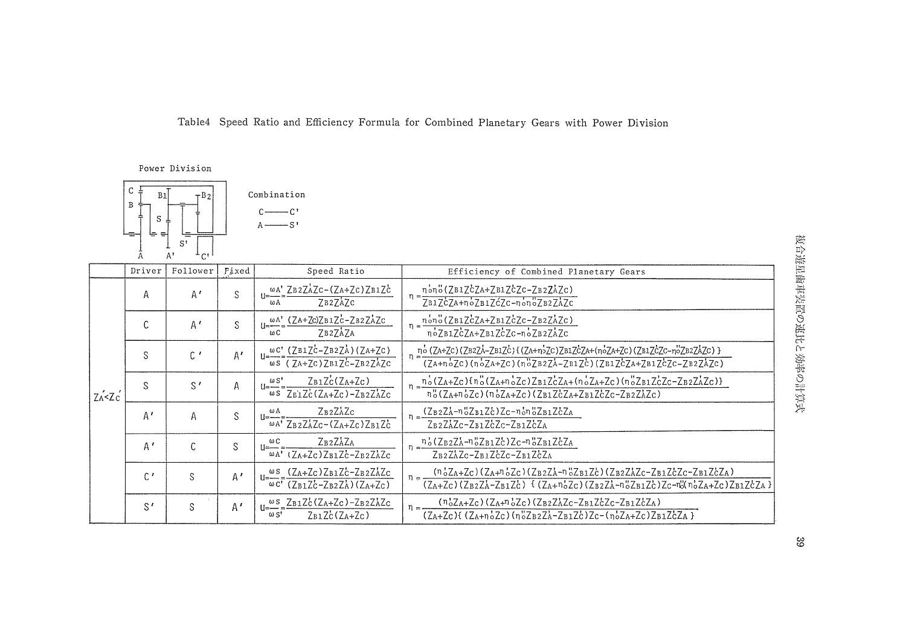Table4 Speed Ratio and Efficiency Formula for Combined Planetary Gears with Power Division

Power Division

Combination

C —— C'

A —— S'

| | Driver | Follower | Fixed | Speed Ratio | Efficiency of Combined Planetary Gears |
|---|---|---|---|---|---|
| $Z_A' < Z_C'$ | A | A' | S | $u = \frac{\omega_{A'}}{\omega_A} = \frac{Z_{B2}Z_A'Z_C - (Z_A+Z_C)Z_{B1}Z_C'}{Z_{B2}Z_A'Z_C}$ | $\eta = \frac{\eta_o'\eta_o''(Z_{B1}Z_C'Z_A + Z_{B1}Z_C'Z_C - Z_{B2}Z_A'Z_C)}{Z_{B1}Z_C'Z_A + \eta_o'Z_{B1}Z_C'Z_C - \eta_o'\eta_o''Z_{B2}Z_A'Z_C}$ |
| | C | A' | S | $u = \frac{\omega_{A'}}{\omega_C} = \frac{(Z_A+Z_C)Z_{B1}Z_C' - Z_{B2}Z_A'Z_C}{Z_{B2}Z_A'Z_A}$ | $\eta = \frac{\eta_o'\eta_o''(Z_{B1}Z_C'Z_A + Z_{B1}Z_C'Z_C - Z_{B2}Z_A'Z_C)}{\eta_o'Z_{B1}Z_C'Z_A + Z_{B1}Z_C'Z_C - \eta_o'Z_{B2}Z_A'Z_C}$ |
| | S | C' | A' | $u = \frac{\omega_{C'}}{\omega_S} = \frac{(Z_{B1}Z_C' - Z_{B2}Z_A')(Z_A+Z_C)}{(Z_A+Z_C)Z_{B1}Z_C' - Z_{B2}Z_A'Z_C}$ | $\eta = \frac{\eta_o'(Z_A+Z_C)(Z_{B2}Z_A' - Z_{B1}Z_C')\{(Z_A+\eta_o'Z_C)Z_{B1}Z_C'Z_A + (\eta_o'Z_A+Z_C)(Z_{B1}Z_C'Z_C - \eta_o''Z_{B2}Z_A'Z_C)\}}{(Z_A+\eta_o'Z_C)(\eta_o'Z_A+Z_C)(\eta_o''Z_{B2}Z_A' - Z_{B1}Z_C')(Z_{B1}Z_C'Z_A + Z_{B1}Z_C'Z_C - Z_{B2}Z_A'Z_C)}$ |
| | S | S' | A | $u = \frac{\omega_{S'}}{\omega_S} = \frac{Z_{B1}Z_C'(Z_A+Z_C)}{Z_{B1}Z_C'(Z_A+Z_C) - Z_{B2}Z_A'Z_C}$ | $\eta = \frac{\eta_o'(Z_A+Z_C)\{\eta_o''(Z_A+\eta_o'Z_C)Z_{B1}Z_C'Z_A + (\eta_o'Z_A+Z_C)(\eta_o''Z_{B1}Z_C'Z_C - Z_{B2}Z_A'Z_C)\}}{\eta_o''(Z_A+\eta_o'Z_C)(\eta_o'Z_A+Z_C)(Z_{B1}Z_C'Z_A + Z_{B1}Z_C'Z_C - Z_{B2}Z_A'Z_C)}$ |
| | A' | A | S | $u = \frac{\omega_A}{\omega_{A'}} = \frac{Z_{B2}Z_A'Z_C}{Z_{B2}Z_A'Z_C - (Z_A+Z_C)Z_{B1}Z_C'}$ | $\eta = \frac{(Z_{B2}Z_A' - \eta_o''Z_{B1}Z_C')Z_C - \eta_o'\eta_o''Z_{B1}Z_C'Z_A}{Z_{B2}Z_A'Z_C - Z_{B1}Z_C'Z_C - Z_{B1}Z_C'Z_A}$ |
| | A' | C | S | $u = \frac{\omega_C}{\omega_{A'}} = \frac{Z_{B2}Z_A'Z_A}{(Z_A+Z_C)Z_{B1}Z_C' - Z_{B2}Z_A'Z_C}$ | $\eta = \frac{\eta_o'(Z_{B2}Z_A' - \eta_o''Z_{B1}Z_C')Z_C - \eta_o''Z_{B1}Z_C'Z_A}{Z_{B2}Z_A'Z_C - Z_{B1}Z_C'Z_C - Z_{B1}Z_C'Z_A}$ |
| | C' | S | A' | $u = \frac{\omega_S}{\omega_{C'}} = \frac{(Z_A+Z_C)Z_{B1}Z_C' - Z_{B2}Z_A'Z_C}{(Z_{B1}Z_C' - Z_{B2}Z_A')(Z_A+Z_C)}$ | $\eta = \frac{(\eta_o'Z_A+Z_C)(Z_A+\eta_o'Z_C)(Z_{B2}Z_A' - \eta_o''Z_{B1}Z_C')(Z_{B2}Z_A'Z_C - Z_{B1}Z_C'Z_C - Z_{B1}Z_C'Z_A)}{(Z_A+Z_C)(Z_{B2}Z_A' - Z_{B1}Z_C')\{(Z_A+\eta_o'Z_C)(Z_{B2}Z_A' - \eta_o''Z_{B1}Z_C')Z_C - \eta_o''(\eta_o'Z_A+Z_C)Z_{B1}Z_C'Z_A\}}$ |
| | S' | S | A' | $u = \frac{\omega_S}{\omega_{S'}} = \frac{Z_{B1}Z_C'(Z_A+Z_C) - Z_{B2}Z_A'Z_C}{Z_{B1}Z_C'(Z_A+Z_C)}$ | $\eta = \frac{(\eta_o'Z_A+Z_C)(Z_A+\eta_o'Z_C)(Z_{B2}Z_A'Z_C - Z_{B1}Z_C'Z_C - Z_{B1}Z_C'Z_A)}{(Z_A+Z_C)\{(Z_A+\eta_o'Z_C)(\eta_o''Z_{B2}Z_A' - Z_{B1}Z_C')Z_C - (\eta_o'Z_A+Z_C)Z_{B1}Z_C'Z_A\}}$ |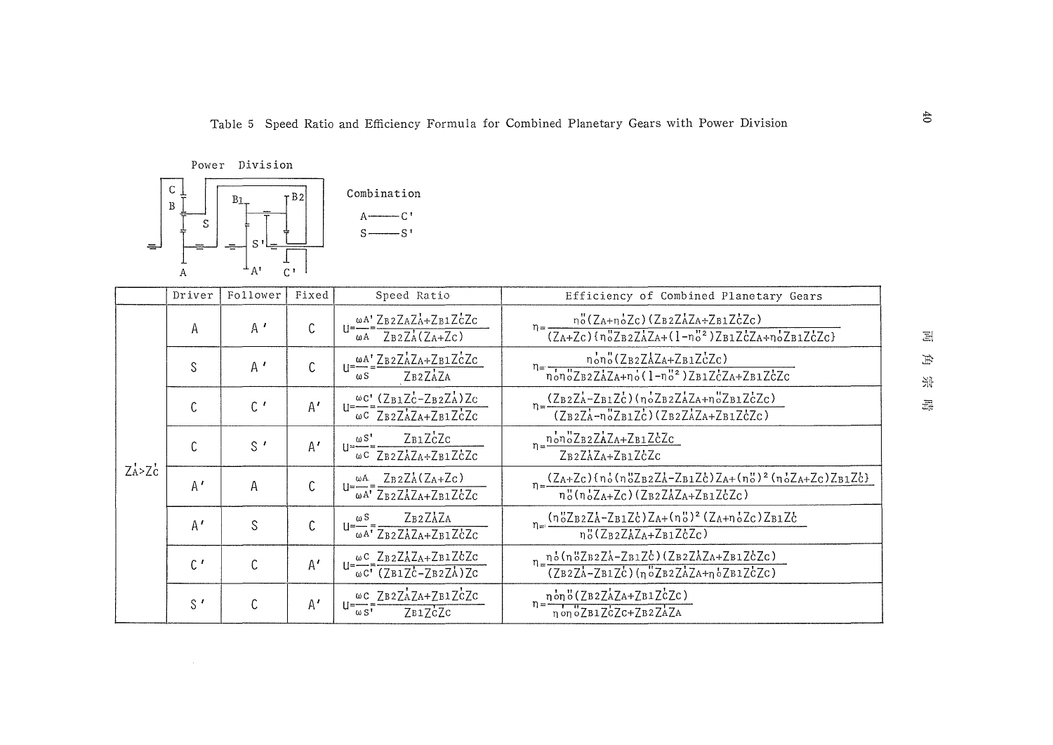Table 5 Speed Ratio and Efficiency Formula for Combined Planetary Gears with Power Division

Power Division

Combination

A —— C'

S —— S'

| | Driver | Follower | Fixed | Speed Ratio | Efficiency of Combined Planetary Gears |
|---|---|---|---|---|---|
| $Z_A' > Z_C'$ | A | A' | C | $u = \frac{\omega_{A'}}{\omega_A} = \frac{Z_{B2} Z_A Z_A' + Z_{B1} Z_C' Z_C}{Z_{B2} Z_A' (Z_A + Z_C)}$ | $\eta = \frac{\eta_o''(Z_A + \eta_o' Z_C)(Z_{B2} Z_A' Z_A + Z_{B1} Z_C' Z_C)}{(Z_A + Z_C)\{\eta_o'' Z_{B2} Z_A' Z_A + (1 - \eta_o''^2) Z_{B1} Z_C' Z_A + \eta_o' Z_{B1} Z_C' Z_C\}}$ |
| | S | A' | C | $u = \frac{\omega_{A'}}{\omega_S} = \frac{Z_{B2} Z_A' Z_A + Z_{B1} Z_C' Z_C}{Z_{B2} Z_A' Z_A}$ | $\eta = \frac{\eta_o' \eta_o'' (Z_{B2} Z_A' Z_A + Z_{B1} Z_C' Z_C)}{\eta_o' \eta_o'' Z_{B2} Z_A' Z_A + \eta_o' (1 - \eta_o''^2) Z_{B1} Z_C' Z_A + Z_{B1} Z_C' Z_C}$ |
| | C | C' | A' | $u = \frac{\omega_{C'}}{\omega_C} = \frac{(Z_{B1} Z_C' - Z_{B2} Z_A') Z_C}{Z_{B2} Z_A' Z_A + Z_{B1} Z_C' Z_C}$ | $\eta = \frac{(Z_{B2} Z_A' - Z_{B1} Z_C')(\eta_o' Z_{B2} Z_A' Z_A + \eta_o'' Z_{B1} Z_C' Z_C)}{(Z_{B2} Z_A' - \eta_o'' Z_{B1} Z_C')(Z_{B2} Z_A' Z_A + Z_{B1} Z_C' Z_C)}$ |
| | C | S' | A' | $u = \frac{\omega_{S'}}{\omega_C} = \frac{Z_{B1} Z_C' Z_C}{Z_{B2} Z_A' Z_A + Z_{B1} Z_C' Z_C}$ | $\eta = \frac{\eta_o' \eta_o'' Z_{B2} Z_A' Z_A + Z_{B1} Z_C' Z_C}{Z_{B2} Z_A' Z_A + Z_{B1} Z_C' Z_C}$ |
| | A' | A | C | $u = \frac{\omega_A}{\omega_{A'}} = \frac{Z_{B2} Z_A' (Z_A + Z_C)}{Z_{B2} Z_A' Z_A + Z_{B1} Z_C' Z_C}$ | $\eta = \frac{(Z_A + Z_C)\{\eta_o' (\eta_o'' Z_{B2} Z_A' - Z_{B1} Z_C') Z_A + (\eta_o'')^2 (\eta_o' Z_A + Z_C) Z_{B1} Z_C'\}}{\eta_o'' (\eta_o' Z_A + Z_C)(Z_{B2} Z_A' Z_A + Z_{B1} Z_C' Z_C)}$ |
| | A' | S | C | $u = \frac{\omega_S}{\omega_{A'}} = \frac{Z_{B2} Z_A' Z_A}{Z_{B2} Z_A' Z_A + Z_{B1} Z_C' Z_C}$ | $\eta = \frac{(\eta_o'' Z_{B2} Z_A' - Z_{B1} Z_C') Z_A + (\eta_o'')^2 (Z_A + \eta_o' Z_C) Z_{B1} Z_C'}{\eta_o'' (Z_{B2} Z_A' Z_A + Z_{B1} Z_C' Z_C)}$ |
| | C' | C | A' | $u = \frac{\omega_C}{\omega_{C'}} = \frac{Z_{B2} Z_A' Z_A + Z_{B1} Z_C' Z_C}{(Z_{B1} Z_C' - Z_{B2} Z_A') Z_C}$ | $\eta = \frac{\eta_o' (\eta_o'' Z_{B2} Z_A' - Z_{B1} Z_C')(Z_{B2} Z_A' Z_A + Z_{B1} Z_C' Z_C)}{(Z_{B2} Z_A' - Z_{B1} Z_C')(\eta_o'' Z_{B2} Z_A' Z_A + \eta_o' Z_{B1} Z_C' Z_C)}$ |
| | S' | C | A' | $u = \frac{\omega_C}{\omega_{S'}} = \frac{Z_{B2} Z_A' Z_A + Z_{B1} Z_C' Z_C}{Z_{B1} Z_C' Z_C}$ | $\eta = \frac{\eta_o' \eta_o'' (Z_{B2} Z_A' Z_A + Z_{B1} Z_C' Z_C)}{\eta_o' \eta_o'' Z_{B1} Z_C' Z_C + Z_{B2} Z_A' Z_A}$ |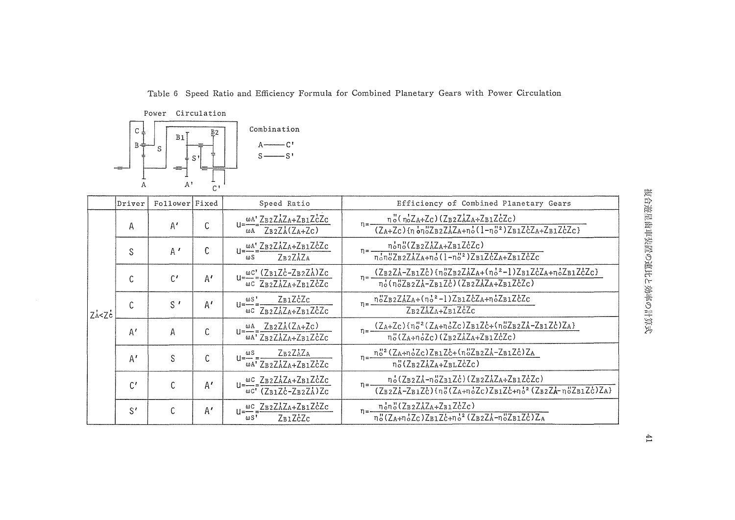Table 6 Speed Ratio and Efficiency Formula for Combined Planetary Gears with Power Circulation

Power Circulation

Combination

A —— C'

S —— S'

| | Driver | Follower | Fixed | Speed Ratio | Efficiency of Combined Planetary Gears |
|---|---|---|---|---|---|
| $Z_A' < Z_C'$ | A | A' | C | $u=\frac{\omega_{A'}}{\omega_A}=\frac{Z_{B2}Z_A'Z_A+Z_{B1}Z_C'Z_C}{Z_{B2}Z_A'(Z_A+Z_C)}$ | $\eta=\frac{\eta_o''(\eta_o'Z_A+Z_C)(Z_{B2}Z_A'Z_A+Z_{B1}Z_C'Z_C)}{(Z_A+Z_C)\{\eta_o'\eta_o''Z_{B2}Z_A'Z_A+\eta_o'(1-\eta_o''^2)Z_{B1}Z_C'Z_A+Z_{B1}Z_C'Z_C\}}$ |
| | S | A' | C | $u=\frac{\omega_{A'}}{\omega_S}=\frac{Z_{B2}Z_A'Z_A+Z_{B1}Z_C'Z_C}{Z_{B2}Z_A'Z_A}$ | $\eta=\frac{\eta_o'\eta_o''(Z_{B2}Z_A'Z_A+Z_{B1}Z_C'Z_C)}{\eta_o'\eta_o''Z_{B2}Z_A'Z_A+\eta_o'(1-\eta_o''^2)Z_{B1}Z_C'Z_A+Z_{B1}Z_C'Z_C}$ |
| | C | C' | A' | $u=\frac{\omega_{C'}}{\omega_C}=\frac{(Z_{B1}Z_C'-Z_{B2}Z_A')Z_C}{Z_{B2}Z_A'Z_A+Z_{B1}Z_C'Z_C}$ | $\eta=\frac{(Z_{B2}Z_A'-Z_{B1}Z_C')\{\eta_o''Z_{B2}Z_A'Z_A+(\eta_o'^2-1)Z_{B1}Z_C'Z_A+\eta_o'Z_{B1}Z_C'Z_C\}}{\eta_o'(\eta_o''Z_{B2}Z_A'-Z_{B1}Z_C')(Z_{B2}Z_A'Z_A+Z_{B1}Z_C'Z_C)}$ |
| | C | S' | A' | $u=\frac{\omega_{S'}}{\omega_C}=\frac{Z_{B1}Z_C'Z_C}{Z_{B2}Z_A'Z_A+Z_{B1}Z_C'Z_C}$ | $\eta=\frac{\eta_o''Z_{B2}Z_A'Z_A+(\eta_o'^2-1)Z_{B1}Z_C'Z_A+\eta_o'Z_{B1}Z_C'Z_C}{Z_{B2}Z_A'Z_A+Z_{B1}Z_C'Z_C}$ |
| | A' | A | C | $u=\frac{\omega_A}{\omega_{A'}}=\frac{Z_{B2}Z_A'(Z_A+Z_C)}{Z_{B2}Z_A'Z_A+Z_{B1}Z_C'Z_C}$ | $\eta=\frac{(Z_A+Z_C)\{\eta_o''^2(Z_A+\eta_o'Z_C)Z_{B1}Z_C'+(\eta_o''Z_{B2}Z_A'-Z_{B1}Z_C')Z_A\}}{\eta_o''(Z_A+\eta_o'Z_C)(Z_{B2}Z_A'Z_A+Z_{B1}Z_C'Z_C)}$ |
| | A' | S | C | $u=\frac{\omega_S}{\omega_{A'}}=\frac{Z_{B2}Z_A'Z_A}{Z_{B2}Z_A'Z_A+Z_{B1}Z_C'Z_C}$ | $\eta=\frac{\eta_o''^2(Z_A+\eta_o'Z_C)Z_{B1}Z_C'+(\eta_o''Z_{B2}Z_A'-Z_{B1}Z_C')Z_A}{\eta_o''(Z_{B2}Z_A'Z_A+Z_{B1}Z_C'Z_C)}$ |
| | C' | C | A' | $u=\frac{\omega_C}{\omega_{C'}}=\frac{Z_{B2}Z_A'Z_A+Z_{B1}Z_C'Z_C}{(Z_{B1}Z_C'-Z_{B2}Z_A')Z_C}$ | $\eta=\frac{\eta_o'(Z_{B2}Z_A'-\eta_o''Z_{B1}Z_C')(Z_{B2}Z_A'Z_A+Z_{B1}Z_C'Z_C)}{(Z_{B2}Z_A'-Z_{B1}Z_C')\{\eta_o''(Z_A+\eta_o'Z_C)Z_{B1}Z_C'+\eta_o'^2(Z_{B2}Z_A'-\eta_o''Z_{B1}Z_C')Z_A\}}$ |
| | S' | C | A' | $u=\frac{\omega_C}{\omega_{S'}}=\frac{Z_{B2}Z_A'Z_A+Z_{B1}Z_C'Z_C}{Z_{B1}Z_C'Z_C}$ | $\eta=\frac{\eta_o'\eta_o''(Z_{B2}Z_A'Z_A+Z_{B1}Z_C'Z_C)}{\eta_o''(Z_A+\eta_o'Z_C)Z_{B1}Z_C'+\eta_o'^2(Z_{B2}Z_A'-\eta_o''Z_{B1}Z_C')Z_A}$ |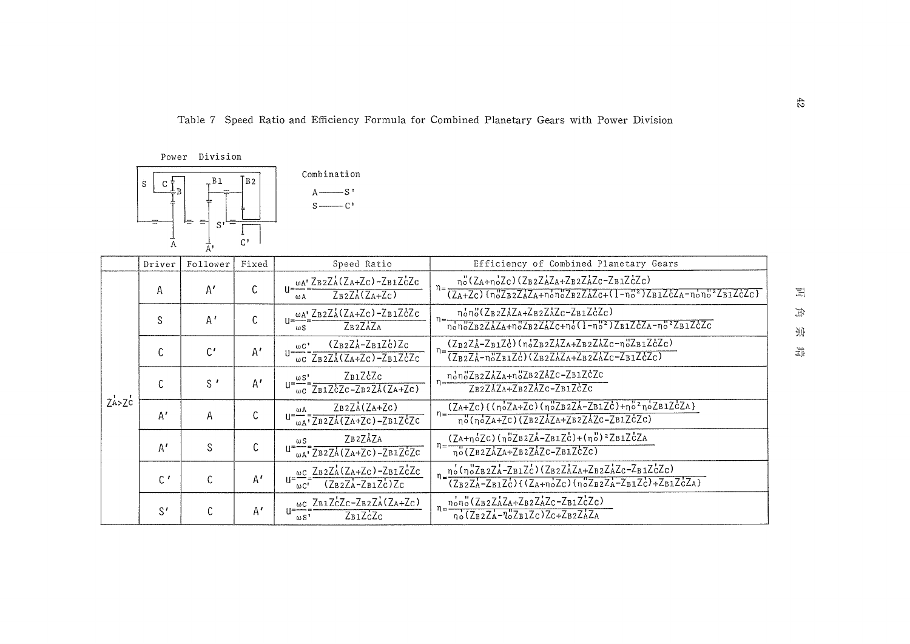Table 7 Speed Ratio and Efficiency Formula for Combined Planetary Gears with Power Division

Power Division

Combination

A —— S'

S —— C'

| | Driver | Follower | Fixed | Speed Ratio | Efficiency of Combined Planetary Gears |
|---|---|---|---|---|---|
| $Z_A'>Z_C'$ | A | A' | C | $u=\frac{\omega_{A'}}{\omega_A}=\frac{Z_{B2}Z_A'(Z_A+Z_C)-Z_{B1}Z_C'Z_C}{Z_{B2}Z_A'(Z_A+Z_C)}$ | $\eta=\frac{\eta_o''(Z_A+\eta_o'Z_C)(Z_{B2}Z_A'Z_A+Z_{B2}Z_A'Z_C-Z_{B1}Z_C'Z_C)}{(Z_A+Z_C)\{\eta_o''Z_{B2}Z_A'Z_A+\eta_o'\eta_o''Z_{B2}Z_A'Z_C+(1-\eta_o''^2)Z_{B1}Z_C'Z_A-\eta_o'\eta_o''^2Z_{B1}Z_C'Z_C\}}$ |
| | S | A' | C | $u=\frac{\omega_{A'}}{\omega_S}=\frac{Z_{B2}Z_A'(Z_A+Z_C)-Z_{B1}Z_C'Z_C}{Z_{B2}Z_A'Z_A}$ | $\eta=\frac{\eta_o'\eta_o''(Z_{B2}Z_A'Z_A+Z_{B2}Z_A'Z_C-Z_{B1}Z_C'Z_C)}{\eta_o'\eta_o''Z_{B2}Z_A'Z_A+\eta_o''Z_{B2}Z_A'Z_C+\eta_o'(1-\eta_o''^2)Z_{B1}Z_C'Z_A-\eta_o''^2Z_{B1}Z_C'Z_C}$ |
| | C | C' | A' | $u=\frac{\omega_{C'}}{\omega_C}=\frac{(Z_{B2}Z_A'-Z_{B1}Z_C')Z_C}{Z_{B2}Z_A'(Z_A+Z_C)-Z_{B1}Z_C'Z_C}$ | $\eta=\frac{(Z_{B2}Z_A'-Z_{B1}Z_C')(\eta_o'Z_{B2}Z_A'Z_A+Z_{B2}Z_A'Z_C-\eta_o''Z_{B1}Z_C'Z_C)}{(Z_{B2}Z_A'-\eta_o''Z_{B1}Z_C')(Z_{B2}Z_A'Z_A+Z_{B2}Z_A'Z_C-Z_{B1}Z_C'Z_C)}$ |
| | C | S' | A' | $u=\frac{\omega_{S'}}{\omega_C}=\frac{Z_{B1}Z_C'Z_C}{Z_{B1}Z_C'Z_C-Z_{B2}Z_A'(Z_A+Z_C)}$ | $\eta=\frac{\eta_o'\eta_o''Z_{B2}Z_A'Z_A+\eta_o''Z_{B2}Z_A'Z_C-Z_{B1}Z_C'Z_C}{Z_{B2}Z_A'Z_A+Z_{B2}Z_A'Z_C-Z_{B1}Z_C'Z_C}$ |
| | A' | A | C | $u=\frac{\omega_A}{\omega_{A'}}=\frac{Z_{B2}Z_A'(Z_A+Z_C)}{Z_{B2}Z_A'(Z_A+Z_C)-Z_{B1}Z_C'Z_C}$ | $\eta=\frac{(Z_A+Z_C)\{(\eta_o'Z_A+Z_C)(\eta_o''Z_{B2}Z_A'-Z_{B1}Z_C')+\eta_o''^2\eta_o'Z_{B1}Z_C'Z_A\}}{\eta_o''(\eta_o'Z_A+Z_C)(Z_{B2}Z_A'Z_A+Z_{B2}Z_A'Z_C-Z_{B1}Z_C'Z_C)}$ |
| | A' | S | C | $u=\frac{\omega_S}{\omega_{A'}}=\frac{Z_{B2}Z_A'Z_A}{Z_{B2}Z_A'(Z_A+Z_C)-Z_{B1}Z_C'Z_C}$ | $\eta=\frac{(Z_A+\eta_o'Z_C)(\eta_o''Z_{B2}Z_A'-Z_{B1}Z_C')+(\eta_o'')^2Z_{B1}Z_C'Z_A}{\eta_o''(Z_{B2}Z_A'Z_A+Z_{B2}Z_A'Z_C-Z_{B1}Z_C'Z_C)}$ |
| | C' | C | A' | $u=\frac{\omega_C}{\omega_{C'}}=\frac{Z_{B2}Z_A'(Z_A+Z_C)-Z_{B1}Z_C'Z_C}{(Z_{B2}Z_A'-Z_{B1}Z_C')Z_C}$ | $\eta=\frac{\eta_o'(\eta_o''Z_{B2}Z_A'-Z_{B1}Z_C')(Z_{B2}Z_A'Z_A+Z_{B2}Z_A'Z_C-Z_{B1}Z_C'Z_C)}{(Z_{B2}Z_A'-Z_{B1}Z_C')\{(Z_A+\eta_o'Z_C)(\eta_o''Z_{B2}Z_A'-Z_{B1}Z_C')+Z_{B1}Z_C'Z_A\}}$ |
| | S' | C | A' | $u=\frac{\omega_C}{\omega_{S'}}=\frac{Z_{B1}Z_C'Z_C-Z_{B2}Z_A'(Z_A+Z_C)}{Z_{B1}Z_C'Z_C}$ | $\eta=\frac{\eta_o'\eta_o''(Z_{B2}Z_A'Z_A+Z_{B2}Z_A'Z_C-Z_{B1}Z_C'Z_C)}{\eta_o'(Z_{B2}Z_A'-\eta_o''Z_{B1}Z_C')Z_C+Z_{B2}Z_A'Z_A}$ |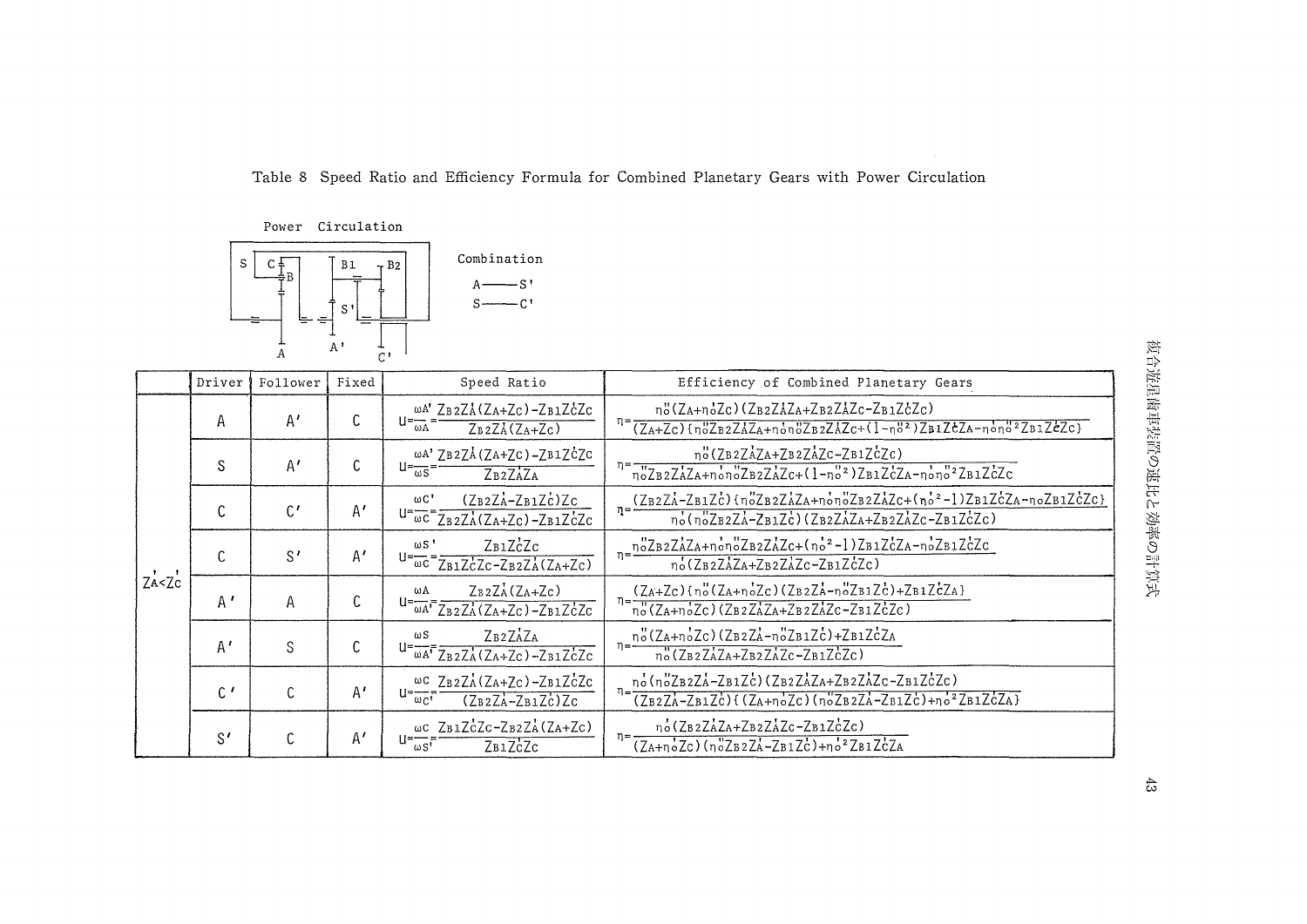Table 8 Speed Ratio and Efficiency Formula for Combined Planetary Gears with Power Circulation

Power Circulation

Combination

A —— S'

S —— C'

| | Driver | Follower | Fixed | Speed Ratio | Efficiency of Combined Planetary Gears |
|---|---|---|---|---|---|
| $Z_A' < Z_C'$ | A | A' | C | $u=\frac{\omega_{A'}}{\omega_A}=\frac{Z_{B2}Z_A'(Z_A+Z_C)-Z_{B1}Z_C'Z_C}{Z_{B2}Z_A'(Z_A+Z_C)}$ | $\eta=\frac{\eta_0''(Z_A+\eta_0'Z_C)(Z_{B2}Z_A'Z_A+Z_{B2}Z_A'Z_C-Z_{B1}Z_C'Z_C)}{(Z_A+Z_C)\{\eta_0''Z_{B2}Z_A'Z_A+\eta_0'\eta_0''Z_{B2}Z_A'Z_C+(1-\eta_0''^2)Z_{B1}Z_C'Z_A-\eta_0'\eta_0''^2Z_{B1}Z_C'Z_C\}}$ |
| | S | A' | C | $u=\frac{\omega_{A'}}{\omega_S}=\frac{Z_{B2}Z_A'(Z_A+Z_C)-Z_{B1}Z_C'Z_C}{Z_{B2}Z_A'Z_A}$ | $\eta=\frac{\eta_0''(Z_{B2}Z_A'Z_A+Z_{B2}Z_A'Z_C-Z_{B1}Z_C'Z_C)}{\eta_0''Z_{B2}Z_A'Z_A+\eta_0'\eta_0''Z_{B2}Z_A'Z_C+(1-\eta_0''^2)Z_{B1}Z_C'Z_A-\eta_0'\eta_0''^2Z_{B1}Z_C'Z_C}$ |
| | C | C' | A' | $u=\frac{\omega_{C'}}{\omega_C}=\frac{(Z_{B2}Z_A'-Z_{B1}Z_C')Z_C}{Z_{B2}Z_A'(Z_A+Z_C)-Z_{B1}Z_C'Z_C}$ | $\eta=\frac{(Z_{B2}Z_A'-Z_{B1}Z_C')\{\eta_0''Z_{B2}Z_A'Z_A+\eta_0'\eta_0''Z_{B2}Z_A'Z_C+(\eta_0'^2-1)Z_{B1}Z_C'Z_A-\eta_0Z_{B1}Z_C'Z_C\}}{\eta_0'(\eta_0''Z_{B2}Z_A'-Z_{B1}Z_C')(Z_{B2}Z_A'Z_A+Z_{B2}Z_A'Z_C-Z_{B1}Z_C'Z_C)}$ |
| | C | S' | A' | $u=\frac{\omega_{S'}}{\omega_C}=\frac{Z_{B1}Z_C'Z_C}{Z_{B1}Z_C'Z_C-Z_{B2}Z_A'(Z_A+Z_C)}$ | $\eta=\frac{\eta_0''Z_{B2}Z_A'Z_A+\eta_0'\eta_0''Z_{B2}Z_A'Z_C+(\eta_0'^2-1)Z_{B1}Z_C'Z_A-\eta_0'Z_{B1}Z_C'Z_C}{\eta_0'(Z_{B2}Z_A'Z_A+Z_{B2}Z_A'Z_C-Z_{B1}Z_C'Z_C)}$ |
| | A' | A | C | $u=\frac{\omega_A}{\omega_{A'}}=\frac{Z_{B2}Z_A'(Z_A+Z_C)}{Z_{B2}Z_A'(Z_A+Z_C)-Z_{B1}Z_C'Z_C}$ | $\eta=\frac{(Z_A+Z_C)\{\eta_0''(Z_A+\eta_0'Z_C)(Z_{B2}Z_A'-\eta_0''Z_{B1}Z_C')+Z_{B1}Z_C'Z_A\}}{\eta_0''(Z_A+\eta_0'Z_C)(Z_{B2}Z_A'Z_A+Z_{B2}Z_A'Z_C-Z_{B1}Z_C'Z_C)}$ |
| | A' | S | C | $u=\frac{\omega_S}{\omega_{A'}}=\frac{Z_{B2}Z_A'Z_A}{Z_{B2}Z_A'(Z_A+Z_C)-Z_{B1}Z_C'Z_C}$ | $\eta=\frac{\eta_0''(Z_A+\eta_0'Z_C)(Z_{B2}Z_A'-\eta_0''Z_{B1}Z_C')+Z_{B1}Z_C'Z_A}{\eta_0''(Z_{B2}Z_A'Z_A+Z_{B2}Z_A'Z_C-Z_{B1}Z_C'Z_C)}$ |
| | C' | C | A' | $u=\frac{\omega_C}{\omega_{C'}}=\frac{Z_{B2}Z_A'(Z_A+Z_C)-Z_{B1}Z_C'Z_C}{(Z_{B2}Z_A'-Z_{B1}Z_C')Z_C}$ | $\eta=\frac{\eta_0'(\eta_0''Z_{B2}Z_A'-Z_{B1}Z_C')(Z_{B2}Z_A'Z_A+Z_{B2}Z_A'Z_C-Z_{B1}Z_C'Z_C)}{(Z_{B2}Z_A'-Z_{B1}Z_C')\{(Z_A+\eta_0'Z_C)(\eta_0''Z_{B2}Z_A'-Z_{B1}Z_C')+\eta_0'^2Z_{B1}Z_C'Z_A\}}$ |
| | S' | C | A' | $u=\frac{\omega_C}{\omega_{S'}}=\frac{Z_{B1}Z_C'Z_C-Z_{B2}Z_A'(Z_A+Z_C)}{Z_{B1}Z_C'Z_C}$ | $\eta=\frac{\eta_0'(Z_{B2}Z_A'Z_A+Z_{B2}Z_A'Z_C-Z_{B1}Z_C'Z_C)}{(Z_A+\eta_0'Z_C)(\eta_0''Z_{B2}Z_A'-Z_{B1}Z_C')+\eta_0'^2Z_{B1}Z_C'Z_A}$ |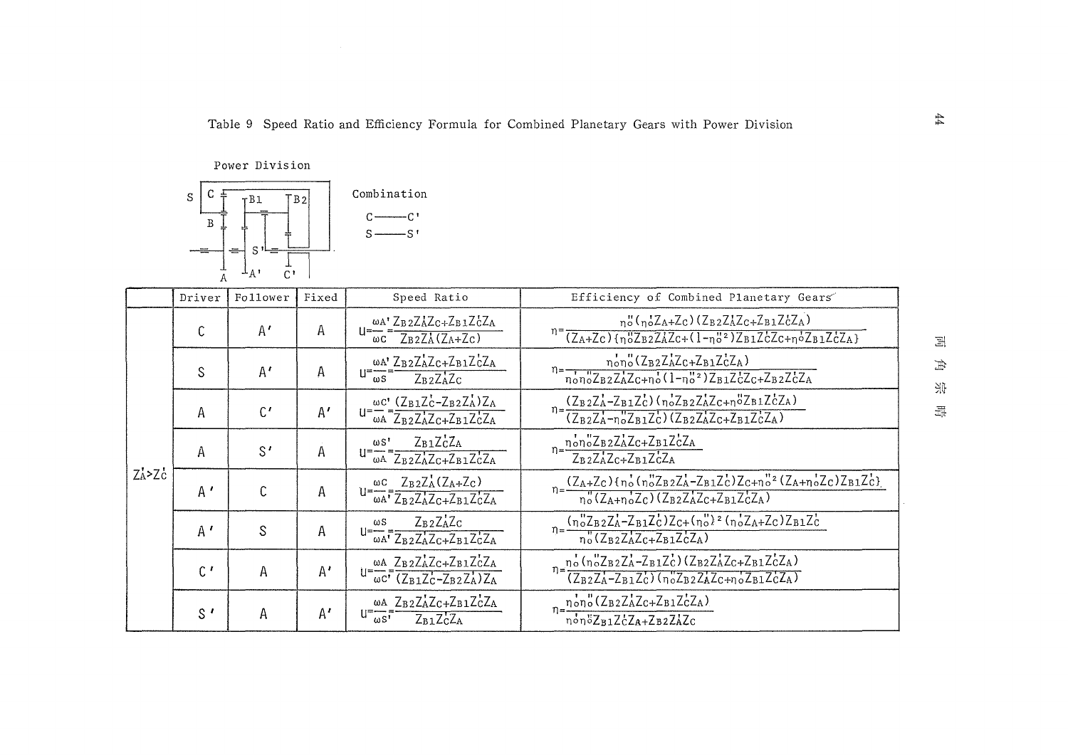Table 9 Speed Ratio and Efficiency Formula for Combined Planetary Gears with Power Division

Power Division

Combination

C ——— C'

S ——— S'

| | Driver | Follower | Fixed | Speed Ratio | Efficiency of Combined Planetary Gears |
|---|---|---|---|---|---|
| $Z'_A > Z'_C$ | C | A' | A | $u=\frac{\omega_{A'}}{\omega_C}=\frac{Z_{B2}Z'_AZ_C+Z_{B1}Z'_CZ_A}{Z_{B2}Z'_A(Z_A+Z_C)}$ | $\eta=\frac{\eta''_o(\eta'_oZ_A+Z_C)(Z_{B2}Z'_AZ_C+Z_{B1}Z'_CZ_A)}{(Z_A+Z_C)\{\eta''_oZ_{B2}Z'_AZ_C+(1-\eta''^2_o)Z_{B1}Z'_CZ_C+\eta'_oZ_{B1}Z'_CZ_A\}}$ |
| | S | A' | A | $u=\frac{\omega_{A'}}{\omega_S}=\frac{Z_{B2}Z'_AZ_C+Z_{B1}Z'_CZ_A}{Z_{B2}Z'_AZ_C}$ | $\eta=\frac{\eta'_o\eta''_o(Z_{B2}Z'_AZ_C+Z_{B1}Z'_CZ_A)}{\eta'_o\eta''_oZ_{B2}Z'_AZ_C+\eta'_o(1-\eta''^2_o)Z_{B1}Z'_CZ_C+Z_{B2}Z'_CZ_A}$ |
| | A | C' | A' | $u=\frac{\omega_{C'}}{\omega_A}=\frac{(Z_{B1}Z'_C-Z_{B2}Z'_A)Z_A}{Z_{B2}Z'_AZ_C+Z_{B1}Z'_CZ_A}$ | $\eta=\frac{(Z_{B2}Z'_A-Z_{B1}Z'_C)(\eta'_oZ_{B2}Z'_AZ_C+\eta''_oZ_{B1}Z'_CZ_A)}{(Z_{B2}Z'_A-\eta''_oZ_{B1}Z'_C)(Z_{B2}Z'_AZ_C+Z_{B1}Z'_CZ_A)}$ |
| | A | S' | A | $u=\frac{\omega_{S'}}{\omega_A}=\frac{Z_{B1}Z'_CZ_A}{Z_{B2}Z'_AZ_C+Z_{B1}Z'_CZ_A}$ | $\eta=\frac{\eta'_o\eta''_oZ_{B2}Z'_AZ_C+Z_{B1}Z'_CZ_A}{Z_{B2}Z'_AZ_C+Z_{B1}Z'_CZ_A}$ |
| | A' | C | A | $u=\frac{\omega_C}{\omega_{A'}}=\frac{Z_{B2}Z'_A(Z_A+Z_C)}{Z_{B2}Z'_AZ_C+Z_{B1}Z'_CZ_A}$ | $\eta=\frac{(Z_A+Z_C)\{\eta'_o(\eta''_oZ_{B2}Z'_A-Z_{B1}Z'_C)Z_C+\eta''^2_o(Z_A+\eta'_oZ_C)Z_{B1}Z'_C\}}{\eta''_o(Z_A+\eta'_oZ_C)(Z_{B2}Z'_AZ_C+Z_{B1}Z'_CZ_A)}$ |
| | A' | S | A | $u=\frac{\omega_S}{\omega_{A'}}=\frac{Z_{B2}Z'_AZ_C}{Z_{B2}Z'_AZ_C+Z_{B1}Z'_CZ_A}$ | $\eta=\frac{(\eta''_oZ_{B2}Z'_A-Z_{B1}Z'_C)Z_C+(\eta''_o)^2(\eta'_oZ_A+Z_C)Z_{B1}Z'_C}{\eta''_o(Z_{B2}Z'_AZ_C+Z_{B1}Z'_CZ_A)}$ |
| | C' | A | A' | $u=\frac{\omega_A}{\omega_{C'}}=\frac{Z_{B2}Z'_AZ_C+Z_{B1}Z'_CZ_A}{(Z_{B1}Z'_C-Z_{B2}Z'_A)Z_A}$ | $\eta=\frac{\eta'_o(\eta''_oZ_{B2}Z'_A-Z_{B1}Z'_C)(Z_{B2}Z'_AZ_C+Z_{B1}Z'_CZ_A)}{(Z_{B2}Z'_A-Z_{B1}Z'_C)(\eta''_oZ_{B2}Z'_AZ_C+\eta'_oZ_{B1}Z'_CZ_A)}$ |
| | S' | A | A' | $u=\frac{\omega_A}{\omega_{S'}}=\frac{Z_{B2}Z'_AZ_C+Z_{B1}Z'_CZ_A}{Z_{B1}Z'_CZ_A}$ | $\eta=\frac{\eta'_o\eta''_o(Z_{B2}Z'_AZ_C+Z_{B1}Z'_CZ_A)}{\eta'_o\eta''_oZ_{B1}Z'_CZ_A+Z_{B2}Z'_AZ_C}$ |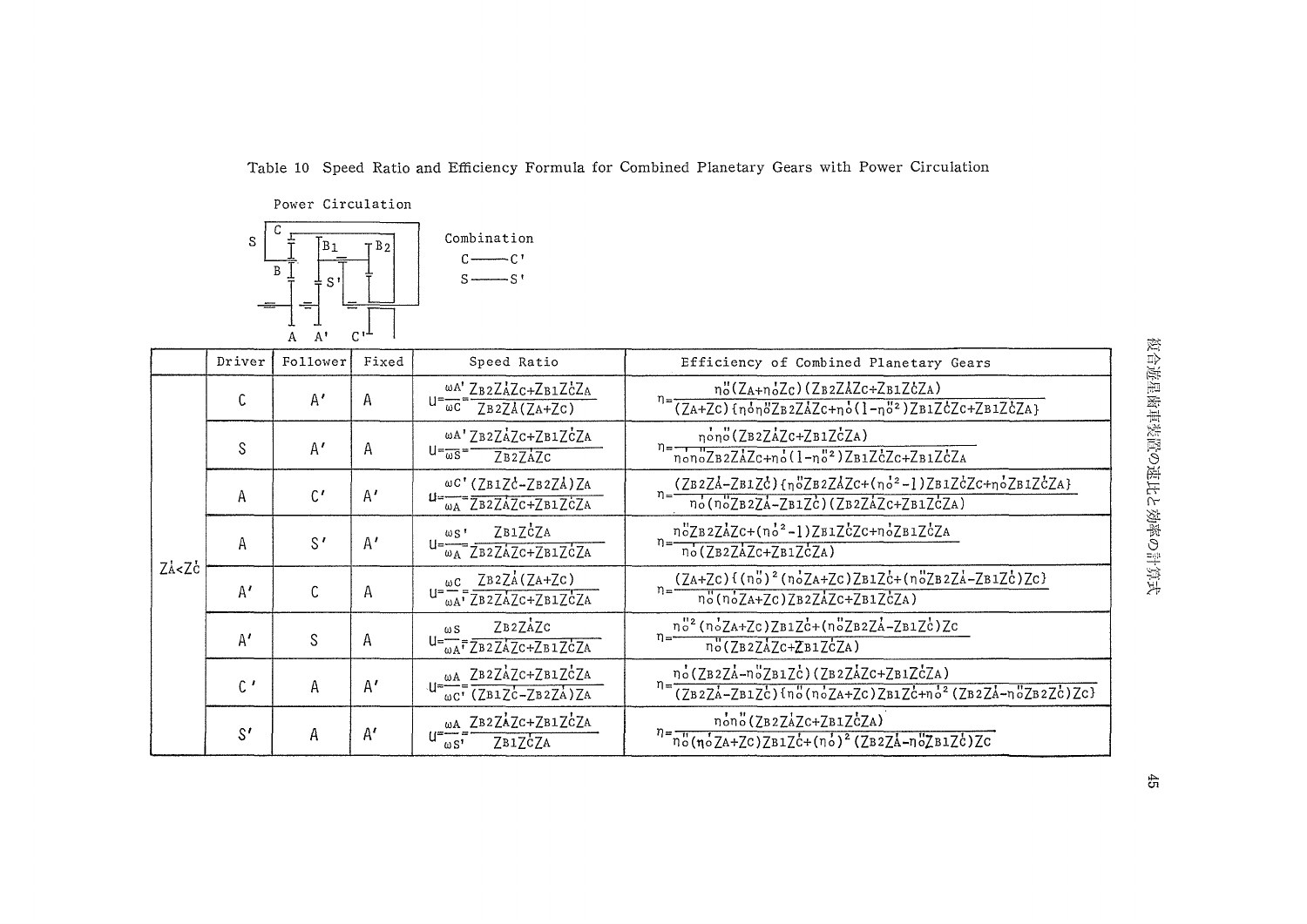Table 10 Speed Ratio and Efficiency Formula for Combined Planetary Gears with Power Circulation

Power Circulation

Combination
C —— C'
S —— S'

| | Driver | Follower | Fixed | Speed Ratio | Efficiency of Combined Planetary Gears |
|---|---|---|---|---|---|
| $Z_A' < Z_C'$ | C | A' | A | $u=\frac{\omega_{A'}}{\omega_C}=\frac{Z_{B2}Z_A'Z_C+Z_{B1}Z_C'Z_A}{Z_{B2}Z_A'(Z_A+Z_C)}$ | $\eta=\frac{\eta_o''(Z_A+\eta_o'Z_C)(Z_{B2}Z_A'Z_C+Z_{B1}Z_C'Z_A)}{(Z_A+Z_C)\{\eta_o'\eta_o''Z_{B2}Z_A'Z_C+\eta_o'(1-\eta_o''^2)Z_{B1}Z_C'Z_C+Z_{B1}Z_C'Z_A\}}$ |
| | S | A' | A | $u=\frac{\omega_{A'}}{\omega_S}=\frac{Z_{B2}Z_A'Z_C+Z_{B1}Z_C'Z_A}{Z_{B2}Z_A'Z_C}$ | $\eta=\frac{\eta_o'\eta_o''(Z_{B2}Z_A'Z_C+Z_{B1}Z_C'Z_A)}{\eta_o'\eta_o''Z_{B2}Z_A'Z_C+\eta_o'(1-\eta_o''^2)Z_{B1}Z_C'Z_C+Z_{B1}Z_C'Z_A}$ |
| | A | C' | A' | $u=\frac{\omega_{C'}}{\omega_A}=\frac{(Z_{B1}Z_C'-Z_{B2}Z_A')Z_A}{Z_{B2}Z_A'Z_C+Z_{B1}Z_C'Z_A}$ | $\eta=\frac{(Z_{B2}Z_A'-Z_{B1}Z_C')\{\eta_o''Z_{B2}Z_A'Z_C+(\eta_o'^2-1)Z_{B1}Z_C'Z_C+\eta_o'Z_{B1}Z_C'Z_A\}}{\eta_o'(\eta_o''Z_{B2}Z_A'-Z_{B1}Z_C')(Z_{B2}Z_A'Z_C+Z_{B1}Z_C'Z_A)}$ |
| | A | S' | A' | $u=\frac{\omega_{S'}}{\omega_A}=\frac{Z_{B1}Z_C'Z_A}{Z_{B2}Z_A'Z_C+Z_{B1}Z_C'Z_A}$ | $\eta=\frac{\eta_o''Z_{B2}Z_A'Z_C+(\eta_o'^2-1)Z_{B1}Z_C'Z_C+\eta_o'Z_{B1}Z_C'Z_A}{\eta_o'(Z_{B2}Z_A'Z_C+Z_{B1}Z_C'Z_A)}$ |
| | A' | C | A | $u=\frac{\omega_C}{\omega_{A'}}=\frac{Z_{B2}Z_A'(Z_A+Z_C)}{Z_{B2}Z_A'Z_C+Z_{B1}Z_C'Z_A}$ | $\eta=\frac{(Z_A+Z_C)\{(\eta_o'')^2(\eta_o'Z_A+Z_C)Z_{B1}Z_C'+(\eta_o''Z_{B2}Z_A'-Z_{B1}Z_C')Z_C\}}{\eta_o''(\eta_o'Z_A+Z_C)Z_{B2}Z_A'Z_C+Z_{B1}Z_C'Z_A)}$ |
| | A' | S | A | $u=\frac{\omega_S}{\omega_{A'}}=\frac{Z_{B2}Z_A'Z_C}{Z_{B2}Z_A'Z_C+Z_{B1}Z_C'Z_A}$ | $\eta=\frac{\eta_o''^2(\eta_o'Z_A+Z_C)Z_{B1}Z_C'+(\eta_o''Z_{B2}Z_A'-Z_{B1}Z_C')Z_C}{\eta_o''(Z_{B2}Z_A'Z_C+Z_{B1}Z_C'Z_A)}$ |
| | C' | A | A' | $u=\frac{\omega_A}{\omega_{C'}}=\frac{Z_{B2}Z_A'Z_C+Z_{B1}Z_C'Z_A}{(Z_{B1}Z_C'-Z_{B2}Z_A')Z_A}$ | $\eta=\frac{\eta_o'(Z_{B2}Z_A'-\eta_o''Z_{B1}Z_C')(Z_{B2}Z_A'Z_C+Z_{B1}Z_C'Z_A)}{(Z_{B2}Z_A'-Z_{B1}Z_C')\{\eta_o''(\eta_o'Z_A+Z_C)Z_{B1}Z_C'+\eta_o'^2(Z_{B2}Z_A'-\eta_o''Z_{B2}Z_C')Z_C\}}$ |
| | S' | A | A' | $u=\frac{\omega_A}{\omega_{S'}}=\frac{Z_{B2}Z_A'Z_C+Z_{B1}Z_C'Z_A}{Z_{B1}Z_C'Z_A}$ | $\eta=\frac{\eta_o'\eta_o''(Z_{B2}Z_A'Z_C+Z_{B1}Z_C'Z_A)}{\eta_o''(\eta_o'Z_A+Z_C)Z_{B1}Z_C'+(\eta_o')^2(Z_{B2}Z_A'-\eta_o''Z_{B1}Z_C')Z_C}$ |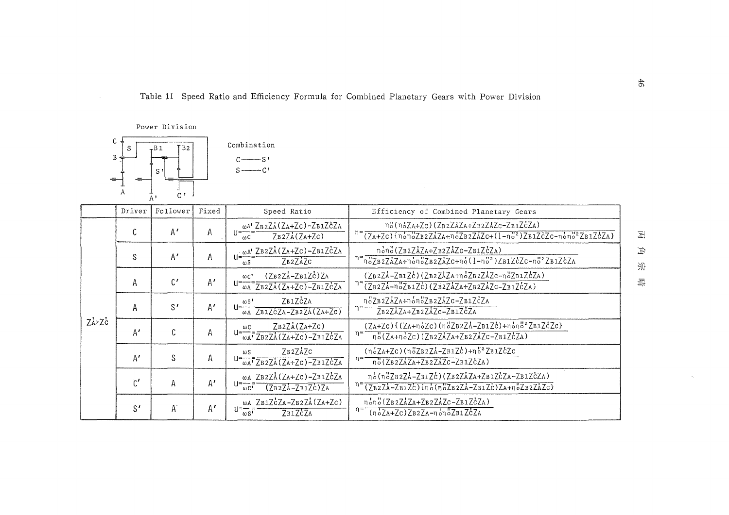Table 11 Speed Ratio and Efficiency Formula for Combined Planetary Gears with Power Division

Power Division

Combination

C —— S'

S —— C'

| | Driver | Follower | Fixed | Speed Ratio | Efficiency of Combined Planetary Gears |
|---|---|---|---|---|---|
| $Z_A' > Z_C'$ | C | A' | A | $u=\frac{\omega_{A'}}{\omega_C}=\frac{Z_{B2}Z_A'(Z_A+Z_C)-Z_{B1}Z_C'Z_A}{Z_{B2}Z_A'(Z_A+Z_C)}$ | $\eta=\frac{\eta_0''(\eta_0'Z_A+Z_C)(Z_{B2}Z_A'Z_A+Z_{B2}Z_A'Z_C-Z_{B1}Z_C'Z_A)}{(Z_A+Z_C)\{\eta_0'\eta_0''Z_{B2}Z_A'Z_A+\eta_0''Z_{B2}Z_A'Z_C+(1-\eta_0''^2)Z_{B1}Z_C'Z_C-\eta_0'\eta_0''^2Z_{B1}Z_C'Z_A\}}$ |
| | S | A' | A | $u=\frac{\omega_{A'}}{\omega_S}=\frac{Z_{B2}Z_A'(Z_A+Z_C)-Z_{B1}Z_C'Z_A}{Z_{B2}Z_A'Z_C}$ | $\eta=\frac{\eta_0'\eta_0''(Z_{B2}Z_A'Z_A+Z_{B2}Z_A'Z_C-Z_{B1}Z_C'Z_A)}{\eta_0''Z_{B2}Z_A'Z_A+\eta_0'\eta_0''Z_{B2}Z_A'Z_C+\eta_0'(1-\eta_0''^2)Z_{B1}Z_C'Z_C-\eta_0''^2Z_{B1}Z_C'Z_A}$ |
| | A | C' | A' | $u=\frac{\omega_{C'}}{\omega_A}=\frac{(Z_{B2}Z_A'-Z_{B1}Z_C')Z_A}{Z_{B2}Z_A'(Z_A+Z_C)-Z_{B1}Z_C'Z_A}$ | $\eta=\frac{(Z_{B2}Z_A'-Z_{B1}Z_C')(Z_{B2}Z_A'Z_A+\eta_0'Z_{B2}Z_A'Z_C-\eta_0''Z_{B1}Z_C'Z_A)}{(Z_{B2}Z_A'-\eta_0''Z_{B1}Z_C')(Z_{B2}Z_A'Z_A+Z_{B2}Z_A'Z_C-Z_{B1}Z_C'Z_A)}$ |
| | A | S' | A' | $u=\frac{\omega_{S'}}{\omega_A}=\frac{Z_{B1}Z_C'Z_A}{Z_{B1}Z_C'Z_A-Z_{B2}Z_A'(Z_A+Z_C)}$ | $\eta=\frac{\eta_0''Z_{B2}Z_A'Z_A+\eta_0'\eta_0''Z_{B2}Z_A'Z_C-Z_{B1}Z_C'Z_A}{Z_{B2}Z_A'Z_A+Z_{B2}Z_A'Z_C-Z_{B1}Z_C'Z_A}$ |
| | A' | C | A | $u=\frac{\omega_C}{\omega_{A'}}=\frac{Z_{B2}Z_A'(Z_A+Z_C)}{Z_{B2}Z_A'(Z_A+Z_C)-Z_{B1}Z_C'Z_A}$ | $\eta=\frac{(Z_A+Z_C)\{(Z_A+\eta_0'Z_C)(\eta_0''Z_{B2}Z_A'-Z_{B1}Z_C')+\eta_0'\eta_0''^2Z_{B1}Z_C'Z_C\}}{\eta_0''(Z_A+\eta_0'Z_C)(Z_{B2}Z_A'Z_A+Z_{B2}Z_A'Z_C-Z_{B1}Z_C'Z_A)}$ |
| | A' | S | A | $u=\frac{\omega_S}{\omega_{A'}}=\frac{Z_{B2}Z_A'Z_C}{Z_{B2}Z_A'(Z_A+Z_C)-Z_{B1}Z_C'Z_A}$ | $\eta=\frac{(\eta_0'Z_A+Z_C)(\eta_0''Z_{B2}Z_A'-Z_{B1}Z_C')+\eta_0''^2Z_{B1}Z_C'Z_C}{\eta_0''(Z_{B2}Z_A'Z_A+Z_{B2}Z_A'Z_C-Z_{B1}Z_C'Z_A)}$ |
| | C' | A | A' | $u=\frac{\omega_A}{\omega_{C'}}=\frac{Z_{B2}Z_A'(Z_A+Z_C)-Z_{B1}Z_C'Z_A}{(Z_{B2}Z_A'-Z_{B1}Z_C')Z_A}$ | $\eta=\frac{\eta_0'(\eta_0''Z_{B2}Z_A'-Z_{B1}Z_C')(Z_{B2}Z_A'Z_A+Z_{B1}Z_C'Z_A-Z_{B1}Z_C'Z_A)}{(Z_{B2}Z_A'-Z_{B1}Z_C')\{\eta_0'(\eta_0''Z_{B2}Z_A'-Z_{B1}Z_C')Z_A+\eta_0''Z_{B2}Z_A'Z_C\}}$ |
| | S' | A | A' | $u=\frac{\omega_A}{\omega_{S'}}=\frac{Z_{B1}Z_C'Z_A-Z_{B2}Z_A'(Z_A+Z_C)}{Z_{B1}Z_C'Z_A}$ | $\eta=\frac{\eta_0'\eta_0''(Z_{B2}Z_A'Z_A+Z_{B2}Z_A'Z_C-Z_{B1}Z_C'Z_A)}{(\eta_0'Z_A+Z_C)Z_{B2}Z_A-\eta_0'\eta_0''Z_{B1}Z_C'Z_A}$ |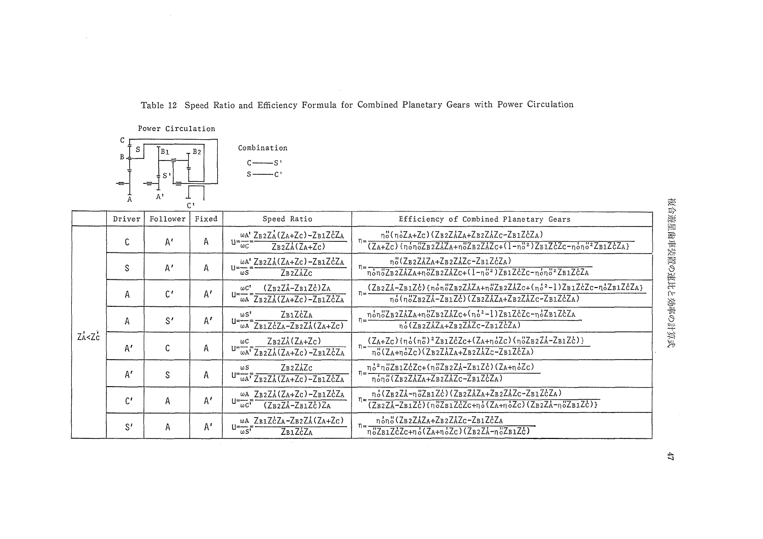Table 12 Speed Ratio and Efficiency Formula for Combined Planetary Gears with Power Circulation

Power Circulation

Combination

C ——— S'

S ——— C'

| | Driver | Follower | Fixed | Speed Ratio | Efficiency of Combined Planetary Gears |
|---|---|---|---|---|---|
| $Z_A' < Z_C'$ | C | A' | A | $u=\frac{\omega_{A'}}{\omega_C}=\frac{Z_{B2}Z_A'(Z_A+Z_C)-Z_{B1}Z_C'Z_A}{Z_{B2}Z_A'(Z_A+Z_C)}$ | $\eta=\frac{\eta_0''(\eta_0'Z_A+Z_C)(Z_{B2}Z_A'Z_A+Z_{B2}Z_A'Z_C-Z_{B1}Z_C'Z_A)}{(Z_A+Z_C)\{\eta_0'\eta_0''Z_{B2}Z_A'Z_A+\eta_0''Z_{B2}Z_A'Z_C+(1-\eta_0''^2)Z_{B1}Z_C'Z_C-\eta_0'\eta_0''^2Z_{B1}Z_C'Z_A\}}$ |
| | S | A' | A | $u=\frac{\omega_{A'}}{\omega_S}=\frac{Z_{B2}Z_A'(Z_A+Z_C)-Z_{B1}Z_C'Z_A}{Z_{B2}Z_A'Z_C}$ | $\eta=\frac{\eta_0''(Z_{B2}Z_A'Z_A+Z_{B2}Z_A'Z_C-Z_{B1}Z_C'Z_A)}{\eta_0'\eta_0''Z_{B2}Z_A'Z_A+\eta_0''Z_{B2}Z_A'Z_C+(1-\eta_0''^2)Z_{B1}Z_C'Z_C-\eta_0'\eta_0''^2Z_{B1}Z_C'Z_A}$ |
| | A | C' | A' | $u=\frac{\omega_{C'}}{\omega_A}=\frac{(Z_{B2}Z_A'-Z_{B1}Z_C')Z_A}{Z_{B2}Z_A'(Z_A+Z_C)-Z_{B1}Z_C'Z_A}$ | $\eta=\frac{(Z_{B2}Z_A'-Z_{B1}Z_C')\{\eta_0'\eta_0''Z_{B2}Z_A'Z_A+\eta_0''Z_{B2}Z_A'Z_C+(\eta_0'^2-1)Z_{B1}Z_C'Z_C-\eta_0'Z_{B1}Z_C'Z_A\}}{\eta_0'(\eta_0''Z_{B2}Z_A'-Z_{B1}Z_C')(Z_{B2}Z_A'Z_A+Z_{B2}Z_A'Z_C-Z_{B1}Z_C'Z_A)}$ |
| | A | S' | A' | $u=\frac{\omega_{S'}}{\omega_A}=\frac{Z_{B1}Z_C'Z_A}{Z_{B1}Z_C'Z_A-Z_{B2}Z_A'(Z_A+Z_C)}$ | $\eta=\frac{\eta_0'\eta_0''Z_{B2}Z_A'Z_A+\eta_0''Z_{B2}Z_A'Z_C+(\eta_0'^2-1)Z_{B1}Z_C'Z_C-\eta_0'Z_{B1}Z_C'Z_A}{\eta_0'(Z_{B2}Z_A'Z_A+Z_{B2}Z_A'Z_C-Z_{B1}Z_C'Z_A)}$ |
| | A' | C | A | $u=\frac{\omega_C}{\omega_{A'}}=\frac{Z_{B2}Z_A'(Z_A+Z_C)}{Z_{B2}Z_A'(Z_A+Z_C)-Z_{B1}Z_C'Z_A}$ | $\eta=\frac{(Z_A+Z_C)\{\eta_0'(\eta_0'')^2Z_{B1}Z_C'Z_C+(Z_A+\eta_0'Z_C)(\eta_0''Z_{B2}Z_A'-Z_{B1}Z_C')\}}{\eta_0''(Z_A+\eta_0'Z_C)(Z_{B2}Z_A'Z_A+Z_{B2}Z_A'Z_C-Z_{B1}Z_C'Z_A)}$ |
| | A' | S | A | $u=\frac{\omega_S}{\omega_{A'}}=\frac{Z_{B2}Z_A'Z_C}{Z_{B2}Z_A'(Z_A+Z_C)-Z_{B1}Z_C'Z_A}$ | $\eta=\frac{\eta_0'^2\eta_0''Z_{B1}Z_C'Z_C+(\eta_0''Z_{B2}Z_A'-Z_{B1}Z_C')(Z_A+\eta_0'Z_C)}{\eta_0'\eta_0''(Z_{B2}Z_A'Z_A+Z_{B2}Z_A'Z_C-Z_{B1}Z_C'Z_A)}$ |
| | C' | A | A' | $u=\frac{\omega_A}{\omega_{C'}}=\frac{Z_{B2}Z_A'(Z_A+Z_C)-Z_{B1}Z_C'Z_A}{(Z_{B2}Z_A'-Z_{B1}Z_C')Z_A}$ | $\eta=\frac{\eta_0'(Z_{B2}Z_A'-\eta_0''Z_{B1}Z_C')(Z_{B2}Z_A'Z_A+Z_{B2}Z_A'Z_C-Z_{B1}Z_C'Z_A)}{(Z_{B2}Z_A'-Z_{B1}Z_C')\{\eta_0''Z_{B1}Z_C'Z_C+\eta_0'(Z_A+\eta_0'Z_C)(Z_{B2}Z_A'-\eta_0''Z_{B1}Z_C')\}}$ |
| | S' | A | A' | $u=\frac{\omega_A}{\omega_{S'}}=\frac{Z_{B1}Z_C'Z_A-Z_{B2}Z_A'(Z_A+Z_C)}{Z_{B1}Z_C'Z_A}$ | $\eta=\frac{\eta_0'\eta_0''(Z_{B2}Z_A'Z_A+Z_{B2}Z_A'Z_C-Z_{B1}Z_C'Z_A}{\eta_0''Z_{B1}Z_C'Z_C+\eta_0'(Z_A+\eta_0'Z_C)(Z_{B2}Z_A'-\eta_0''Z_{B1}Z_C')}$ |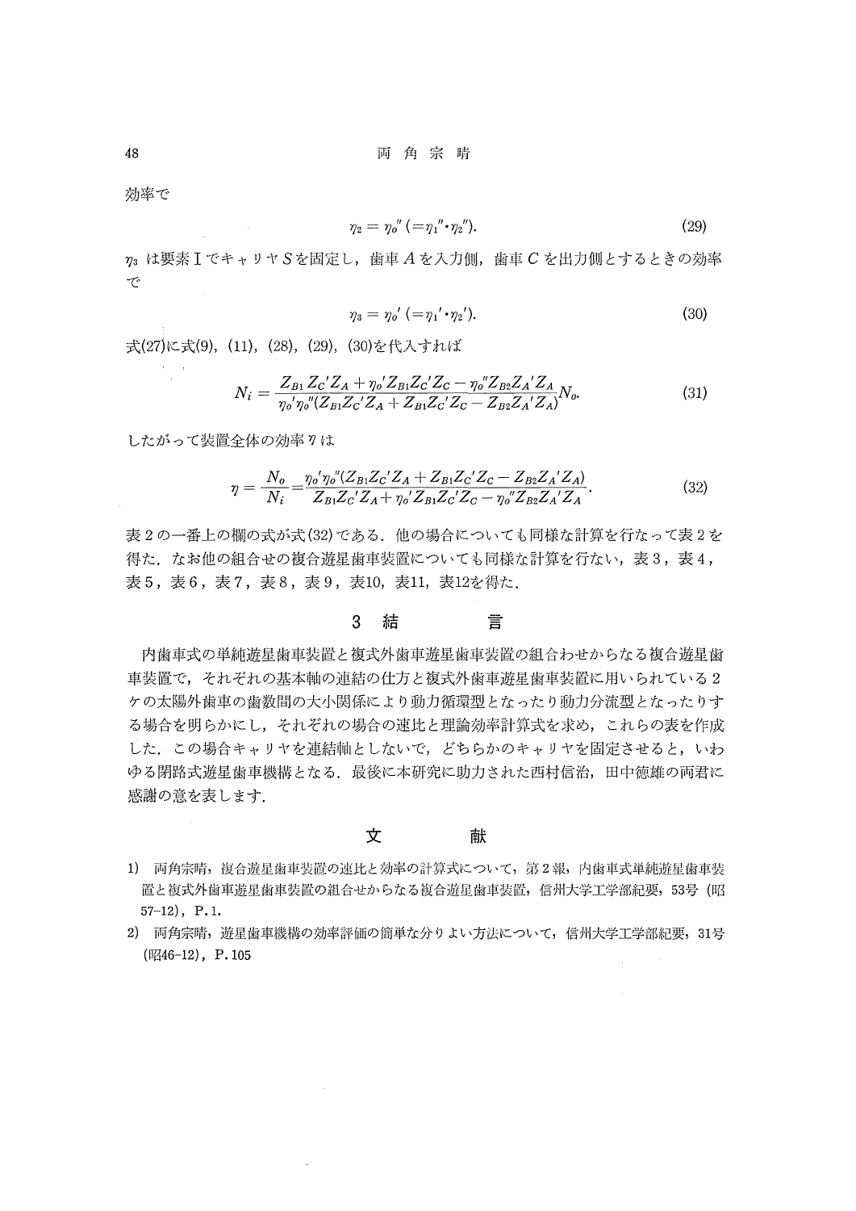効率で

$$\eta_2 = \eta_o'' \, (=\eta_1'' \cdot \eta_2''). \tag{29}$$

$\eta_3$ は要素 I でキャリヤ $S$ を固定し，歯車 $A$ を入力側，歯車 $C$ を出力側とするときの効率で

$$\eta_3 = \eta_o' \, (=\eta_1' \cdot \eta_2'). \tag{30}$$

式(27)に式(9)，(11)，(28)，(29)，(30)を代入すれば

$$N_i = \frac{Z_{B1} Z_C' Z_A + \eta_o' Z_{B1} Z_C' Z_C - \eta_o'' Z_{B2} Z_A' Z_A}{\eta_o' \eta_o'' (Z_{B1} Z_C' Z_A + Z_{B1} Z_C' Z_C - Z_{B2} Z_A' Z_A)} N_o. \tag{31}$$

したがって装置全体の効率 $\eta$ は

$$\eta = \frac{N_o}{N_i} = \frac{\eta_o' \eta_o'' (Z_{B1} Z_C' Z_A + Z_{B1} Z_C' Z_C - Z_{B2} Z_A' Z_A)}{Z_{B1} Z_C' Z_A + \eta_o' Z_{B1} Z_C' Z_C - \eta_o'' Z_{B2} Z_A' Z_A}. \tag{32}$$

表２の一番上の欄の式が式(32)である．他の場合についても同様な計算を行なって表２を得た．なお他の組合せの複合遊星歯車装置についても同様な計算を行ない，表３，表４，表５，表６，表７，表８，表９，表10，表11，表12を得た．

## 3　結　　言

内歯車式の単純遊星歯車装置と複式外歯車遊星歯車装置の組合わせからなる複合遊星歯車装置で，それぞれの基本軸の連結の仕方と複式外歯車遊星歯車装置に用いられている２ケの太陽外歯車の歯数間の大小関係により動力循環型となったり動力分流型となったりする場合を明らかにし，それぞれの場合の速比と理論効率計算式を求め，これらの表を作成した．この場合キャリヤを連結軸としないで，どちらかのキャリヤを固定させると，いわゆる閉路式遊星歯車機構となる．最後に本研究に助力された西村信治，田中徳雄の両君に感謝の意を表します．

## 文　　献

1) 両角宗晴，複合遊星歯車装置の速比と効率の計算式について，第２報，内歯車式単純遊星歯車装置と複式外歯車遊星歯車装置の組合せからなる複合遊星歯車装置，信州大学工学部紀要，53号（昭57-12），P. 1.
2) 両角宗晴，遊星歯車機構の効率評価の簡単な分りよい方法について，信州大学工学部紀要，31号（昭46-12），P. 105